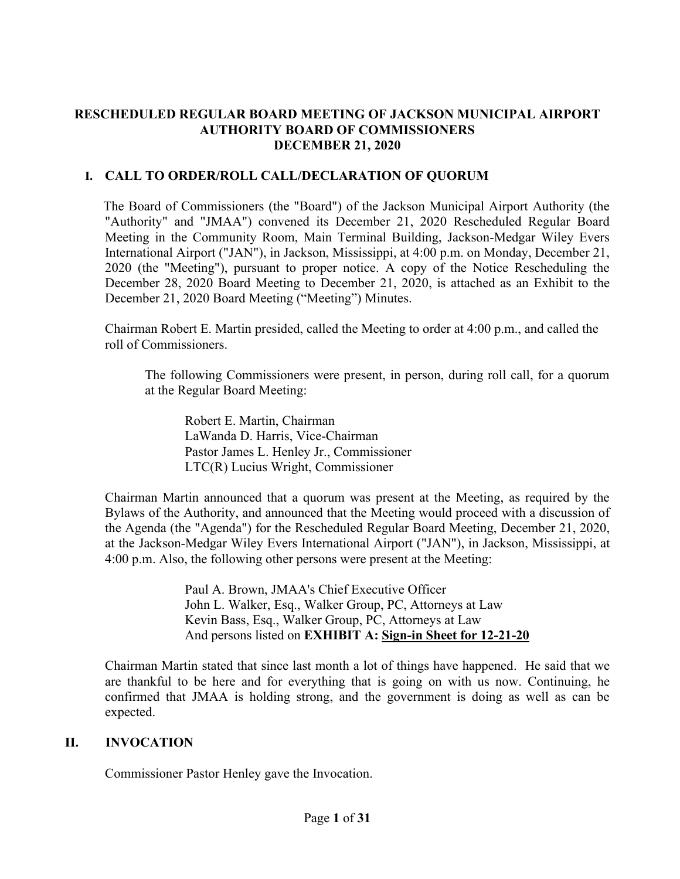# RESCHEDULED REGULAR BOARD MEETING OF JACKSON MUNICIPAL AIRPORT AUTHORITY BOARD OF COMMISSIONERS
# DECEMBER 21, 2020

## I. CALL TO ORDER/ROLL CALL/DECLARATION OF QUORUM

The Board of Commissioners (the "Board") of the Jackson Municipal Airport Authority (the "Authority" and "JMAA") convened its December 21, 2020 Rescheduled Regular Board Meeting in the Community Room, Main Terminal Building, Jackson-Medgar Wiley Evers International Airport ("JAN"), in Jackson, Mississippi, at 4:00 p.m. on Monday, December 21, 2020 (the "Meeting"), pursuant to proper notice. A copy of the Notice Rescheduling the December 28, 2020 Board Meeting to December 21, 2020, is attached as an Exhibit to the December 21, 2020 Board Meeting ("Meeting") Minutes.

Chairman Robert E. Martin presided, called the Meeting to order at 4:00 p.m., and called the roll of Commissioners.

The following Commissioners were present, in person, during roll call, for a quorum at the Regular Board Meeting:

Robert E. Martin, Chairman
LaWanda D. Harris, Vice-Chairman
Pastor James L. Henley Jr., Commissioner
LTC(R) Lucius Wright, Commissioner

Chairman Martin announced that a quorum was present at the Meeting, as required by the Bylaws of the Authority, and announced that the Meeting would proceed with a discussion of the Agenda (the "Agenda") for the Rescheduled Regular Board Meeting, December 21, 2020, at the Jackson-Medgar Wiley Evers International Airport ("JAN"), in Jackson, Mississippi, at 4:00 p.m. Also, the following other persons were present at the Meeting:

Paul A. Brown, JMAA's Chief Executive Officer
John L. Walker, Esq., Walker Group, PC, Attorneys at Law
Kevin Bass, Esq., Walker Group, PC, Attorneys at Law
And persons listed on **EXHIBIT A: Sign-in Sheet for 12-21-20**

Chairman Martin stated that since last month a lot of things have happened. He said that we are thankful to be here and for everything that is going on with us now. Continuing, he confirmed that JMAA is holding strong, and the government is doing as well as can be expected.

## II. INVOCATION

Commissioner Pastor Henley gave the Invocation.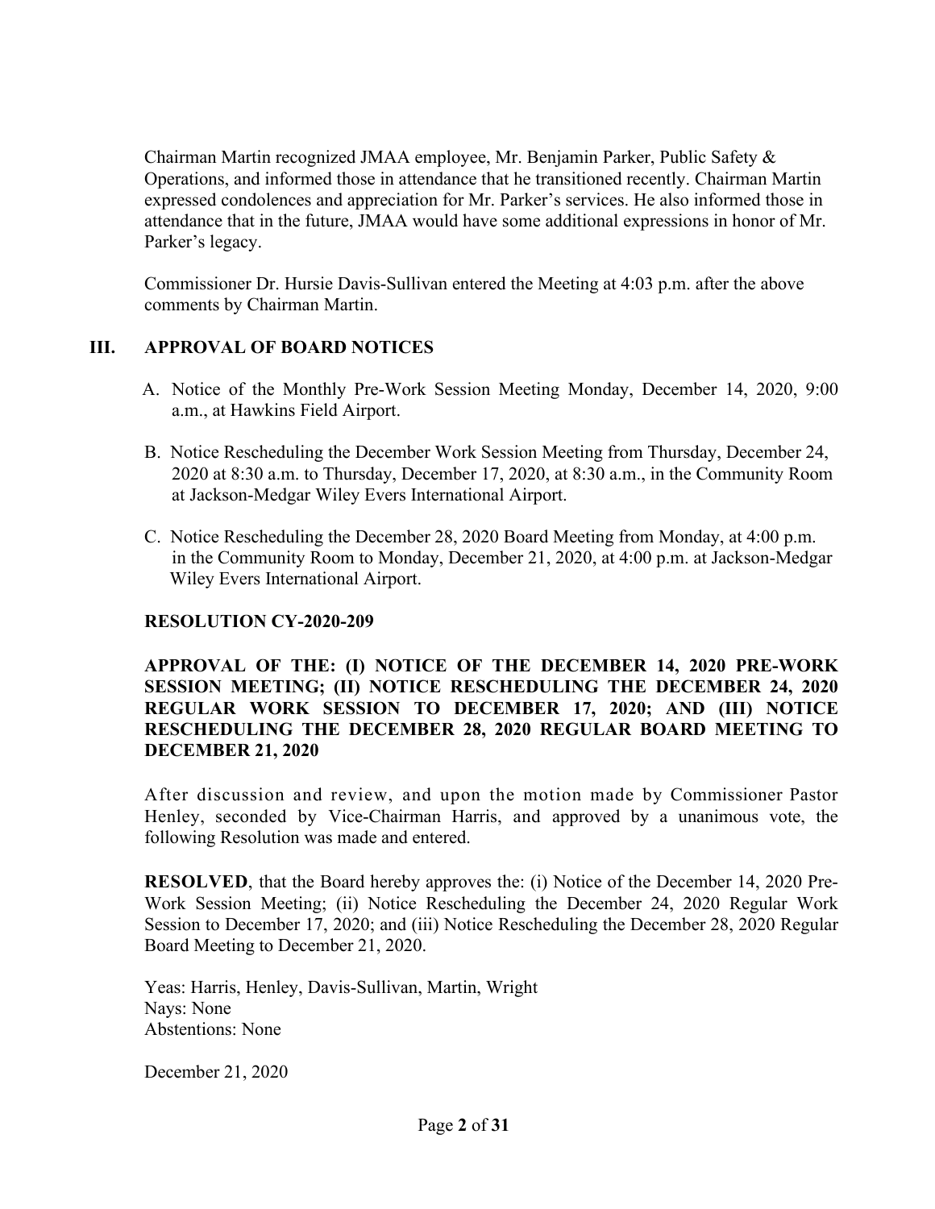Chairman Martin recognized JMAA employee, Mr. Benjamin Parker, Public Safety & Operations, and informed those in attendance that he transitioned recently. Chairman Martin expressed condolences and appreciation for Mr. Parker's services. He also informed those in attendance that in the future, JMAA would have some additional expressions in honor of Mr. Parker's legacy.

Commissioner Dr. Hursie Davis-Sullivan entered the Meeting at 4:03 p.m. after the above comments by Chairman Martin.

## III. APPROVAL OF BOARD NOTICES

A. Notice of the Monthly Pre-Work Session Meeting Monday, December 14, 2020, 9:00 a.m., at Hawkins Field Airport.

B. Notice Rescheduling the December Work Session Meeting from Thursday, December 24, 2020 at 8:30 a.m. to Thursday, December 17, 2020, at 8:30 a.m., in the Community Room at Jackson-Medgar Wiley Evers International Airport.

C. Notice Rescheduling the December 28, 2020 Board Meeting from Monday, at 4:00 p.m. in the Community Room to Monday, December 21, 2020, at 4:00 p.m. at Jackson-Medgar Wiley Evers International Airport.

**RESOLUTION CY-2020-209**

**APPROVAL OF THE: (I) NOTICE OF THE DECEMBER 14, 2020 PRE-WORK SESSION MEETING; (II) NOTICE RESCHEDULING THE DECEMBER 24, 2020 REGULAR WORK SESSION TO DECEMBER 17, 2020; AND (III) NOTICE RESCHEDULING THE DECEMBER 28, 2020 REGULAR BOARD MEETING TO DECEMBER 21, 2020**

After discussion and review, and upon the motion made by Commissioner Pastor Henley, seconded by Vice-Chairman Harris, and approved by a unanimous vote, the following Resolution was made and entered.

**RESOLVED**, that the Board hereby approves the: (i) Notice of the December 14, 2020 Pre-Work Session Meeting; (ii) Notice Rescheduling the December 24, 2020 Regular Work Session to December 17, 2020; and (iii) Notice Rescheduling the December 28, 2020 Regular Board Meeting to December 21, 2020.

Yeas: Harris, Henley, Davis-Sullivan, Martin, Wright
Nays: None
Abstentions: None

December 21, 2020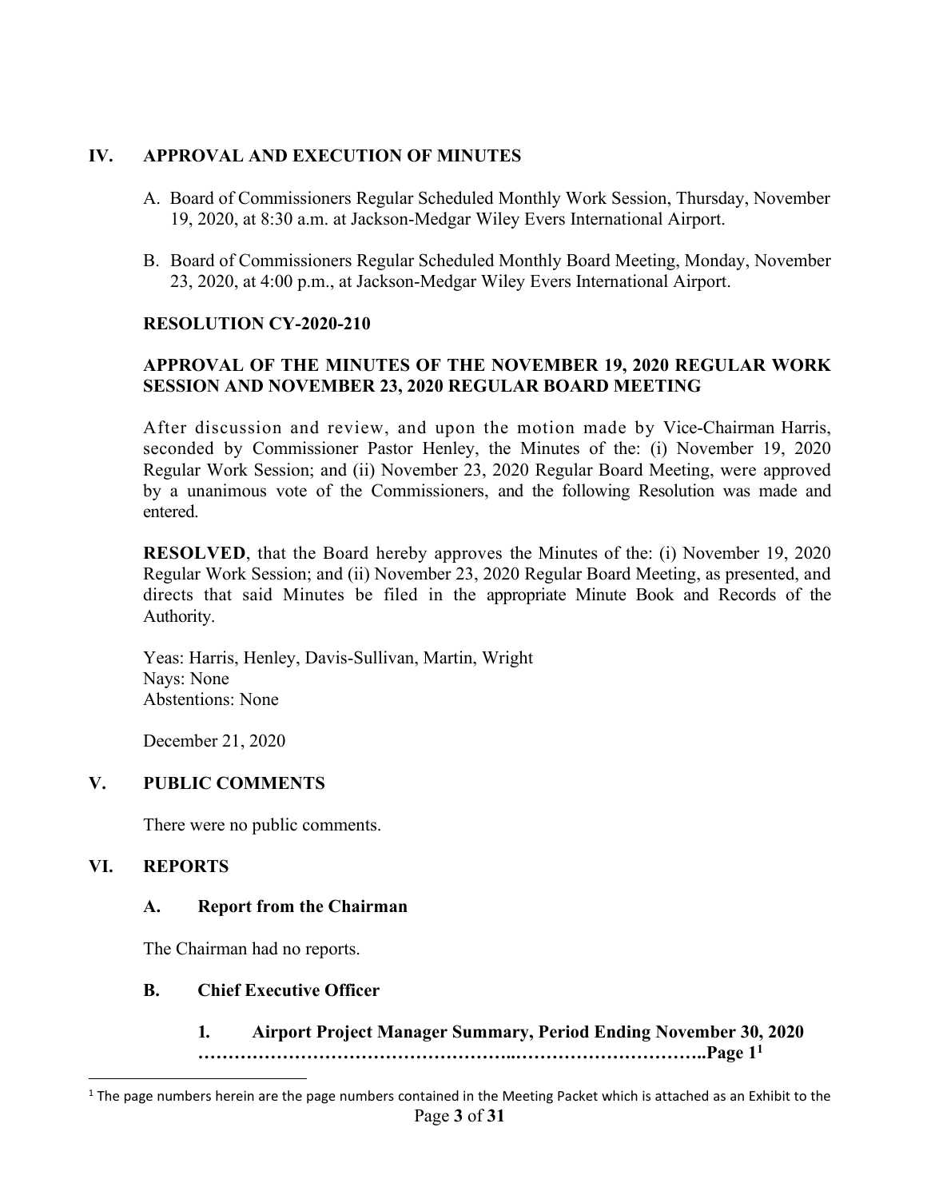## IV. APPROVAL AND EXECUTION OF MINUTES

A. Board of Commissioners Regular Scheduled Monthly Work Session, Thursday, November 19, 2020, at 8:30 a.m. at Jackson-Medgar Wiley Evers International Airport.

B. Board of Commissioners Regular Scheduled Monthly Board Meeting, Monday, November 23, 2020, at 4:00 p.m., at Jackson-Medgar Wiley Evers International Airport.

**RESOLUTION CY-2020-210**

**APPROVAL OF THE MINUTES OF THE NOVEMBER 19, 2020 REGULAR WORK SESSION AND NOVEMBER 23, 2020 REGULAR BOARD MEETING**

After discussion and review, and upon the motion made by Vice-Chairman Harris, seconded by Commissioner Pastor Henley, the Minutes of the: (i) November 19, 2020 Regular Work Session; and (ii) November 23, 2020 Regular Board Meeting, were approved by a unanimous vote of the Commissioners, and the following Resolution was made and entered.

**RESOLVED**, that the Board hereby approves the Minutes of the: (i) November 19, 2020 Regular Work Session; and (ii) November 23, 2020 Regular Board Meeting, as presented, and directs that said Minutes be filed in the appropriate Minute Book and Records of the Authority.

Yeas: Harris, Henley, Davis-Sullivan, Martin, Wright
Nays: None
Abstentions: None

December 21, 2020

## V. PUBLIC COMMENTS

There were no public comments.

## VI. REPORTS

### A. Report from the Chairman

The Chairman had no reports.

### B. Chief Executive Officer

**1. Airport Project Manager Summary, Period Ending November 30, 2020 ……………………………………………..……………………………..Page 1[1]**

[1] The page numbers herein are the page numbers contained in the Meeting Packet which is attached as an Exhibit to the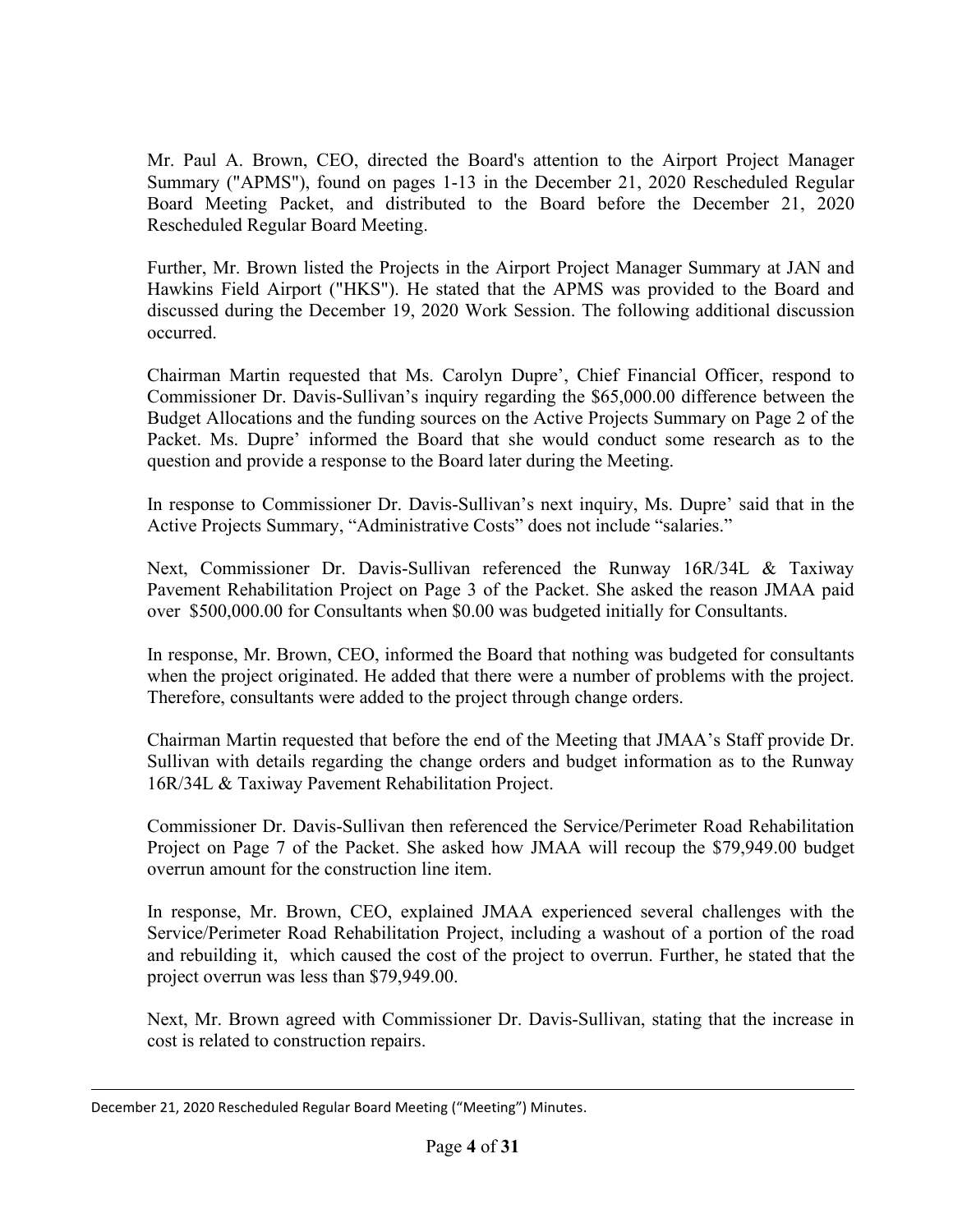Mr. Paul A. Brown, CEO, directed the Board's attention to the Airport Project Manager Summary ("APMS"), found on pages 1-13 in the December 21, 2020 Rescheduled Regular Board Meeting Packet, and distributed to the Board before the December 21, 2020 Rescheduled Regular Board Meeting.

Further, Mr. Brown listed the Projects in the Airport Project Manager Summary at JAN and Hawkins Field Airport ("HKS"). He stated that the APMS was provided to the Board and discussed during the December 19, 2020 Work Session. The following additional discussion occurred.

Chairman Martin requested that Ms. Carolyn Dupre', Chief Financial Officer, respond to Commissioner Dr. Davis-Sullivan's inquiry regarding the \$65,000.00 difference between the Budget Allocations and the funding sources on the Active Projects Summary on Page 2 of the Packet. Ms. Dupre' informed the Board that she would conduct some research as to the question and provide a response to the Board later during the Meeting.

In response to Commissioner Dr. Davis-Sullivan's next inquiry, Ms. Dupre' said that in the Active Projects Summary, "Administrative Costs" does not include "salaries."

Next, Commissioner Dr. Davis-Sullivan referenced the Runway 16R/34L & Taxiway Pavement Rehabilitation Project on Page 3 of the Packet. She asked the reason JMAA paid over \$500,000.00 for Consultants when \$0.00 was budgeted initially for Consultants.

In response, Mr. Brown, CEO, informed the Board that nothing was budgeted for consultants when the project originated. He added that there were a number of problems with the project. Therefore, consultants were added to the project through change orders.

Chairman Martin requested that before the end of the Meeting that JMAA's Staff provide Dr. Sullivan with details regarding the change orders and budget information as to the Runway 16R/34L & Taxiway Pavement Rehabilitation Project.

Commissioner Dr. Davis-Sullivan then referenced the Service/Perimeter Road Rehabilitation Project on Page 7 of the Packet. She asked how JMAA will recoup the \$79,949.00 budget overrun amount for the construction line item.

In response, Mr. Brown, CEO, explained JMAA experienced several challenges with the Service/Perimeter Road Rehabilitation Project, including a washout of a portion of the road and rebuilding it, which caused the cost of the project to overrun. Further, he stated that the project overrun was less than \$79,949.00.

Next, Mr. Brown agreed with Commissioner Dr. Davis-Sullivan, stating that the increase in cost is related to construction repairs.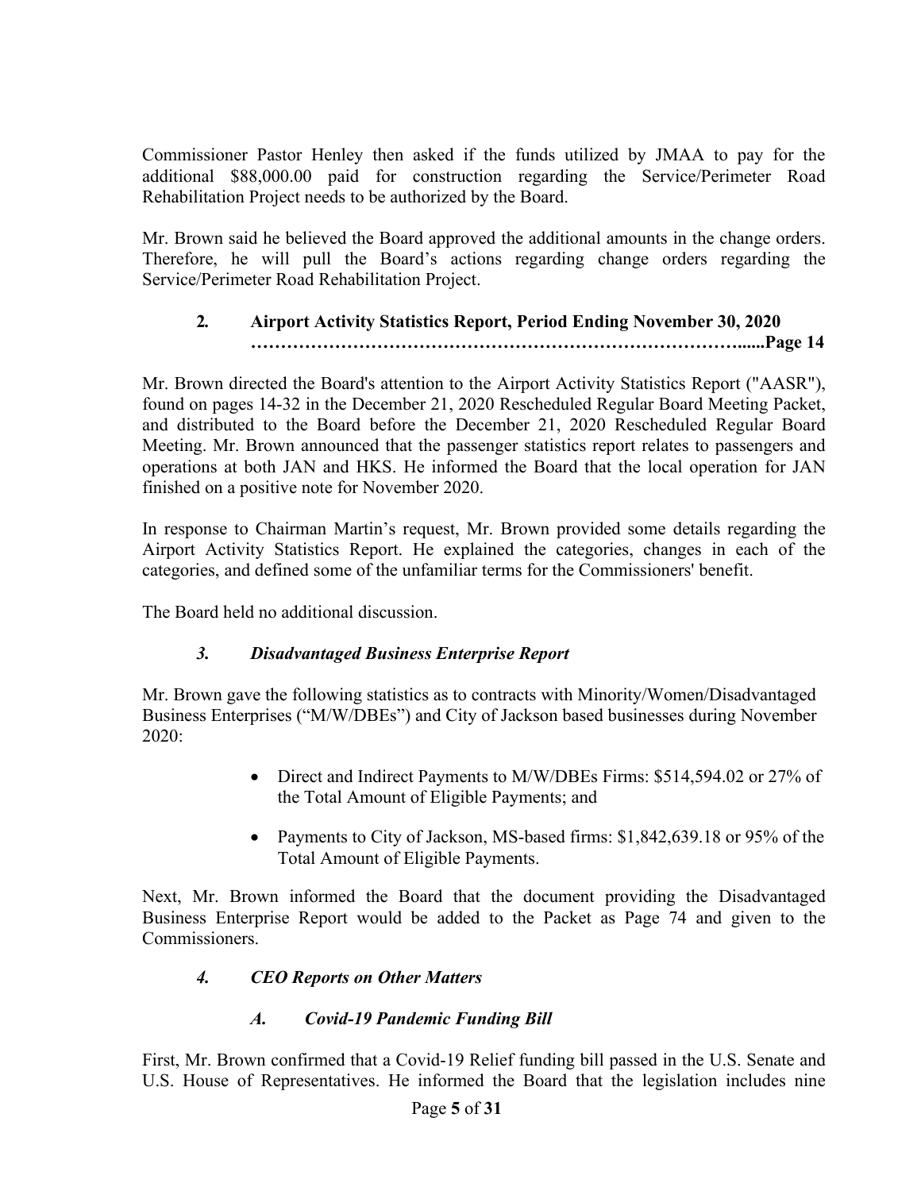Commissioner Pastor Henley then asked if the funds utilized by JMAA to pay for the additional $88,000.00 paid for construction regarding the Service/Perimeter Road Rehabilitation Project needs to be authorized by the Board.

Mr. Brown said he believed the Board approved the additional amounts in the change orders. Therefore, he will pull the Board's actions regarding change orders regarding the Service/Perimeter Road Rehabilitation Project.

### 2. Airport Activity Statistics Report, Period Ending November 30, 2020 ……………………………………………………………………......Page 14

Mr. Brown directed the Board's attention to the Airport Activity Statistics Report ("AASR"), found on pages 14-32 in the December 21, 2020 Rescheduled Regular Board Meeting Packet, and distributed to the Board before the December 21, 2020 Rescheduled Regular Board Meeting. Mr. Brown announced that the passenger statistics report relates to passengers and operations at both JAN and HKS. He informed the Board that the local operation for JAN finished on a positive note for November 2020.

In response to Chairman Martin's request, Mr. Brown provided some details regarding the Airport Activity Statistics Report. He explained the categories, changes in each of the categories, and defined some of the unfamiliar terms for the Commissioners' benefit.

The Board held no additional discussion.

### *3. Disadvantaged Business Enterprise Report*

Mr. Brown gave the following statistics as to contracts with Minority/Women/Disadvantaged Business Enterprises ("M/W/DBEs") and City of Jackson based businesses during November 2020:

- Direct and Indirect Payments to M/W/DBEs Firms: $514,594.02 or 27% of the Total Amount of Eligible Payments; and
- Payments to City of Jackson, MS-based firms: $1,842,639.18 or 95% of the Total Amount of Eligible Payments.

Next, Mr. Brown informed the Board that the document providing the Disadvantaged Business Enterprise Report would be added to the Packet as Page 74 and given to the Commissioners.

### *4. CEO Reports on Other Matters*

#### *A. Covid-19 Pandemic Funding Bill*

First, Mr. Brown confirmed that a Covid-19 Relief funding bill passed in the U.S. Senate and U.S. House of Representatives. He informed the Board that the legislation includes nine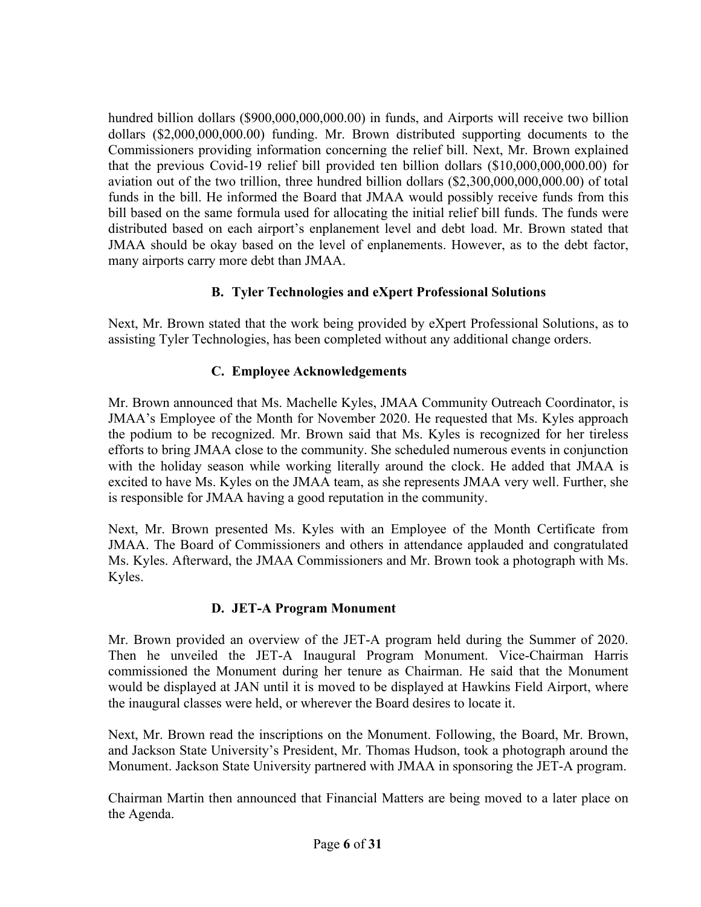hundred billion dollars ($900,000,000,000.00) in funds, and Airports will receive two billion dollars ($2,000,000,000.00) funding. Mr. Brown distributed supporting documents to the Commissioners providing information concerning the relief bill. Next, Mr. Brown explained that the previous Covid-19 relief bill provided ten billion dollars ($10,000,000,000.00) for aviation out of the two trillion, three hundred billion dollars ($2,300,000,000,000.00) of total funds in the bill. He informed the Board that JMAA would possibly receive funds from this bill based on the same formula used for allocating the initial relief bill funds. The funds were distributed based on each airport's enplanement level and debt load. Mr. Brown stated that JMAA should be okay based on the level of enplanements. However, as to the debt factor, many airports carry more debt than JMAA.

### B. Tyler Technologies and eXpert Professional Solutions

Next, Mr. Brown stated that the work being provided by eXpert Professional Solutions, as to assisting Tyler Technologies, has been completed without any additional change orders.

### C. Employee Acknowledgements

Mr. Brown announced that Ms. Machelle Kyles, JMAA Community Outreach Coordinator, is JMAA's Employee of the Month for November 2020. He requested that Ms. Kyles approach the podium to be recognized. Mr. Brown said that Ms. Kyles is recognized for her tireless efforts to bring JMAA close to the community. She scheduled numerous events in conjunction with the holiday season while working literally around the clock. He added that JMAA is excited to have Ms. Kyles on the JMAA team, as she represents JMAA very well. Further, she is responsible for JMAA having a good reputation in the community.

Next, Mr. Brown presented Ms. Kyles with an Employee of the Month Certificate from JMAA. The Board of Commissioners and others in attendance applauded and congratulated Ms. Kyles. Afterward, the JMAA Commissioners and Mr. Brown took a photograph with Ms. Kyles.

### D. JET-A Program Monument

Mr. Brown provided an overview of the JET-A program held during the Summer of 2020. Then he unveiled the JET-A Inaugural Program Monument. Vice-Chairman Harris commissioned the Monument during her tenure as Chairman. He said that the Monument would be displayed at JAN until it is moved to be displayed at Hawkins Field Airport, where the inaugural classes were held, or wherever the Board desires to locate it.

Next, Mr. Brown read the inscriptions on the Monument. Following, the Board, Mr. Brown, and Jackson State University's President, Mr. Thomas Hudson, took a photograph around the Monument. Jackson State University partnered with JMAA in sponsoring the JET-A program.

Chairman Martin then announced that Financial Matters are being moved to a later place on the Agenda.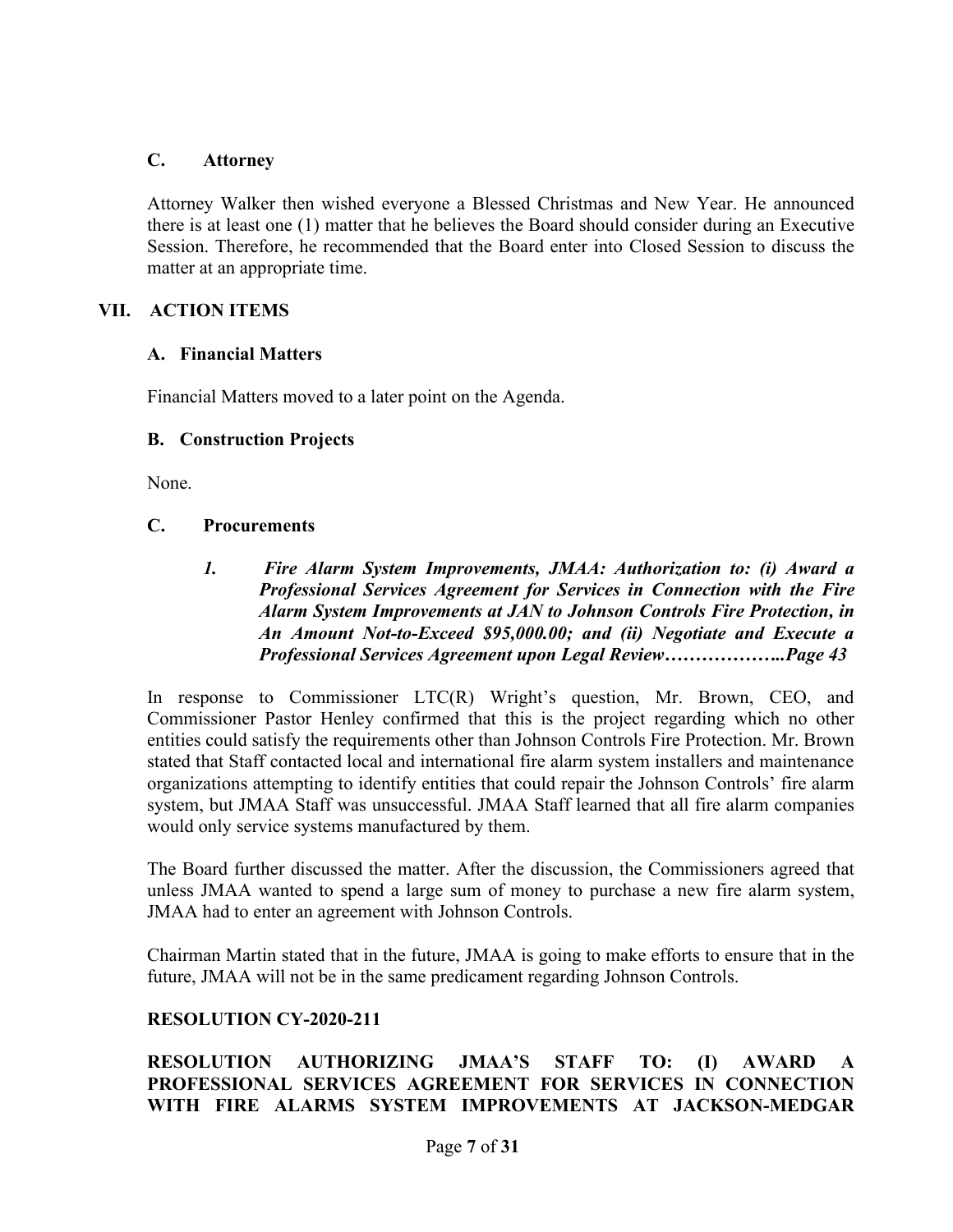### C. Attorney

Attorney Walker then wished everyone a Blessed Christmas and New Year. He announced there is at least one (1) matter that he believes the Board should consider during an Executive Session. Therefore, he recommended that the Board enter into Closed Session to discuss the matter at an appropriate time.

## VII. ACTION ITEMS

### A. Financial Matters

Financial Matters moved to a later point on the Agenda.

### B. Construction Projects

None.

### C. Procurements

***1. Fire Alarm System Improvements, JMAA: Authorization to: (i) Award a Professional Services Agreement for Services in Connection with the Fire Alarm System Improvements at JAN to Johnson Controls Fire Protection, in An Amount Not-to-Exceed $95,000.00; and (ii) Negotiate and Execute a Professional Services Agreement upon Legal Review………………..Page 43***

In response to Commissioner LTC(R) Wright's question, Mr. Brown, CEO, and Commissioner Pastor Henley confirmed that this is the project regarding which no other entities could satisfy the requirements other than Johnson Controls Fire Protection. Mr. Brown stated that Staff contacted local and international fire alarm system installers and maintenance organizations attempting to identify entities that could repair the Johnson Controls' fire alarm system, but JMAA Staff was unsuccessful. JMAA Staff learned that all fire alarm companies would only service systems manufactured by them.

The Board further discussed the matter. After the discussion, the Commissioners agreed that unless JMAA wanted to spend a large sum of money to purchase a new fire alarm system, JMAA had to enter an agreement with Johnson Controls.

Chairman Martin stated that in the future, JMAA is going to make efforts to ensure that in the future, JMAA will not be in the same predicament regarding Johnson Controls.

**RESOLUTION CY-2020-211**

**RESOLUTION AUTHORIZING JMAA'S STAFF TO: (I) AWARD A PROFESSIONAL SERVICES AGREEMENT FOR SERVICES IN CONNECTION WITH FIRE ALARMS SYSTEM IMPROVEMENTS AT JACKSON-MEDGAR**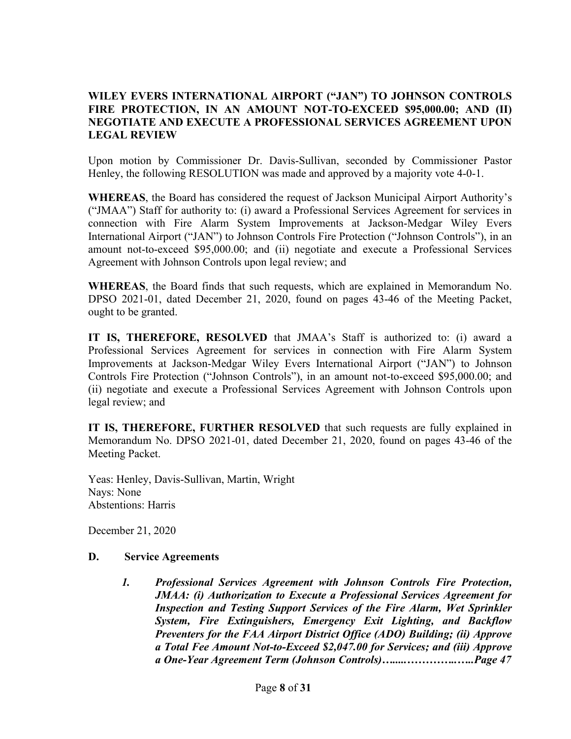**WILEY EVERS INTERNATIONAL AIRPORT ("JAN") TO JOHNSON CONTROLS FIRE PROTECTION, IN AN AMOUNT NOT-TO-EXCEED $95,000.00; AND (II) NEGOTIATE AND EXECUTE A PROFESSIONAL SERVICES AGREEMENT UPON LEGAL REVIEW**

Upon motion by Commissioner Dr. Davis-Sullivan, seconded by Commissioner Pastor Henley, the following RESOLUTION was made and approved by a majority vote 4-0-1.

**WHEREAS**, the Board has considered the request of Jackson Municipal Airport Authority's ("JMAA") Staff for authority to: (i) award a Professional Services Agreement for services in connection with Fire Alarm System Improvements at Jackson-Medgar Wiley Evers International Airport ("JAN") to Johnson Controls Fire Protection ("Johnson Controls"), in an amount not-to-exceed $95,000.00; and (ii) negotiate and execute a Professional Services Agreement with Johnson Controls upon legal review; and

**WHEREAS**, the Board finds that such requests, which are explained in Memorandum No. DPSO 2021-01, dated December 21, 2020, found on pages 43-46 of the Meeting Packet, ought to be granted.

**IT IS, THEREFORE, RESOLVED** that JMAA's Staff is authorized to: (i) award a Professional Services Agreement for services in connection with Fire Alarm System Improvements at Jackson-Medgar Wiley Evers International Airport ("JAN") to Johnson Controls Fire Protection ("Johnson Controls"), in an amount not-to-exceed $95,000.00; and (ii) negotiate and execute a Professional Services Agreement with Johnson Controls upon legal review; and

**IT IS, THEREFORE, FURTHER RESOLVED** that such requests are fully explained in Memorandum No. DPSO 2021-01, dated December 21, 2020, found on pages 43-46 of the Meeting Packet.

Yeas: Henley, Davis-Sullivan, Martin, Wright
Nays: None
Abstentions: Harris

December 21, 2020

**D. Service Agreements**

1. ***Professional Services Agreement with Johnson Controls Fire Protection, JMAA: (i) Authorization to Execute a Professional Services Agreement for Inspection and Testing Support Services of the Fire Alarm, Wet Sprinkler System, Fire Extinguishers, Emergency Exit Lighting, and Backflow Preventers for the FAA Airport District Office (ADO) Building; (ii) Approve a Total Fee Amount Not-to-Exceed $2,047.00 for Services; and (iii) Approve a One-Year Agreement Term (Johnson Controls)…......…………..…..Page 47***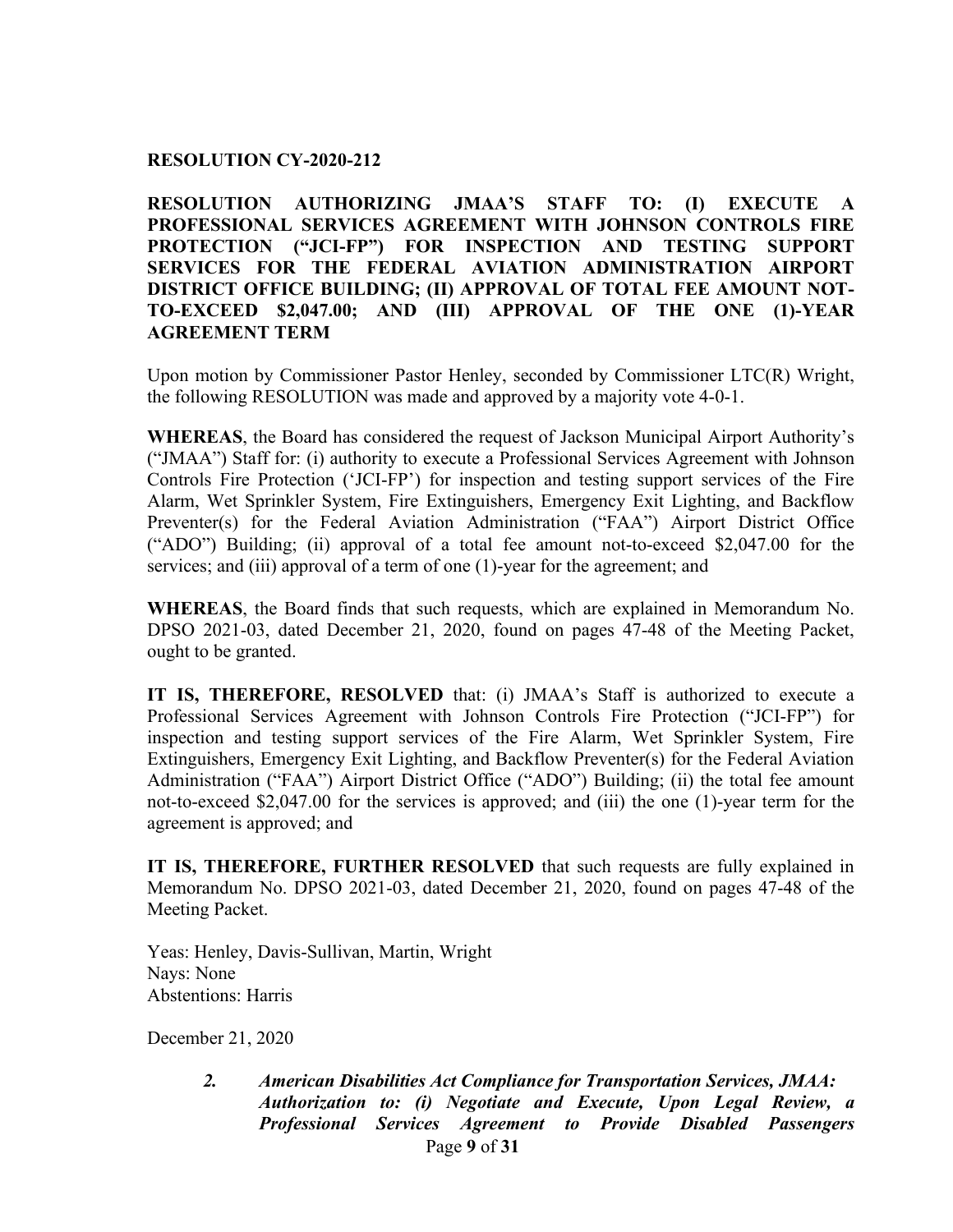**RESOLUTION CY-2020-212**

**RESOLUTION AUTHORIZING JMAA'S STAFF TO: (I) EXECUTE A PROFESSIONAL SERVICES AGREEMENT WITH JOHNSON CONTROLS FIRE PROTECTION ("JCI-FP") FOR INSPECTION AND TESTING SUPPORT SERVICES FOR THE FEDERAL AVIATION ADMINISTRATION AIRPORT DISTRICT OFFICE BUILDING; (II) APPROVAL OF TOTAL FEE AMOUNT NOT-TO-EXCEED $2,047.00; AND (III) APPROVAL OF THE ONE (1)-YEAR AGREEMENT TERM**

Upon motion by Commissioner Pastor Henley, seconded by Commissioner LTC(R) Wright, the following RESOLUTION was made and approved by a majority vote 4-0-1.

**WHEREAS**, the Board has considered the request of Jackson Municipal Airport Authority's ("JMAA") Staff for: (i) authority to execute a Professional Services Agreement with Johnson Controls Fire Protection ('JCI-FP') for inspection and testing support services of the Fire Alarm, Wet Sprinkler System, Fire Extinguishers, Emergency Exit Lighting, and Backflow Preventer(s) for the Federal Aviation Administration ("FAA") Airport District Office ("ADO") Building; (ii) approval of a total fee amount not-to-exceed $2,047.00 for the services; and (iii) approval of a term of one (1)-year for the agreement; and

**WHEREAS**, the Board finds that such requests, which are explained in Memorandum No. DPSO 2021-03, dated December 21, 2020, found on pages 47-48 of the Meeting Packet, ought to be granted.

**IT IS, THEREFORE, RESOLVED** that: (i) JMAA's Staff is authorized to execute a Professional Services Agreement with Johnson Controls Fire Protection ("JCI-FP") for inspection and testing support services of the Fire Alarm, Wet Sprinkler System, Fire Extinguishers, Emergency Exit Lighting, and Backflow Preventer(s) for the Federal Aviation Administration ("FAA") Airport District Office ("ADO") Building; (ii) the total fee amount not-to-exceed $2,047.00 for the services is approved; and (iii) the one (1)-year term for the agreement is approved; and

**IT IS, THEREFORE, FURTHER RESOLVED** that such requests are fully explained in Memorandum No. DPSO 2021-03, dated December 21, 2020, found on pages 47-48 of the Meeting Packet.

Yeas: Henley, Davis-Sullivan, Martin, Wright
Nays: None
Abstentions: Harris

December 21, 2020

2. ***American Disabilities Act Compliance for Transportation Services, JMAA: Authorization to: (i) Negotiate and Execute, Upon Legal Review, a Professional Services Agreement to Provide Disabled Passengers***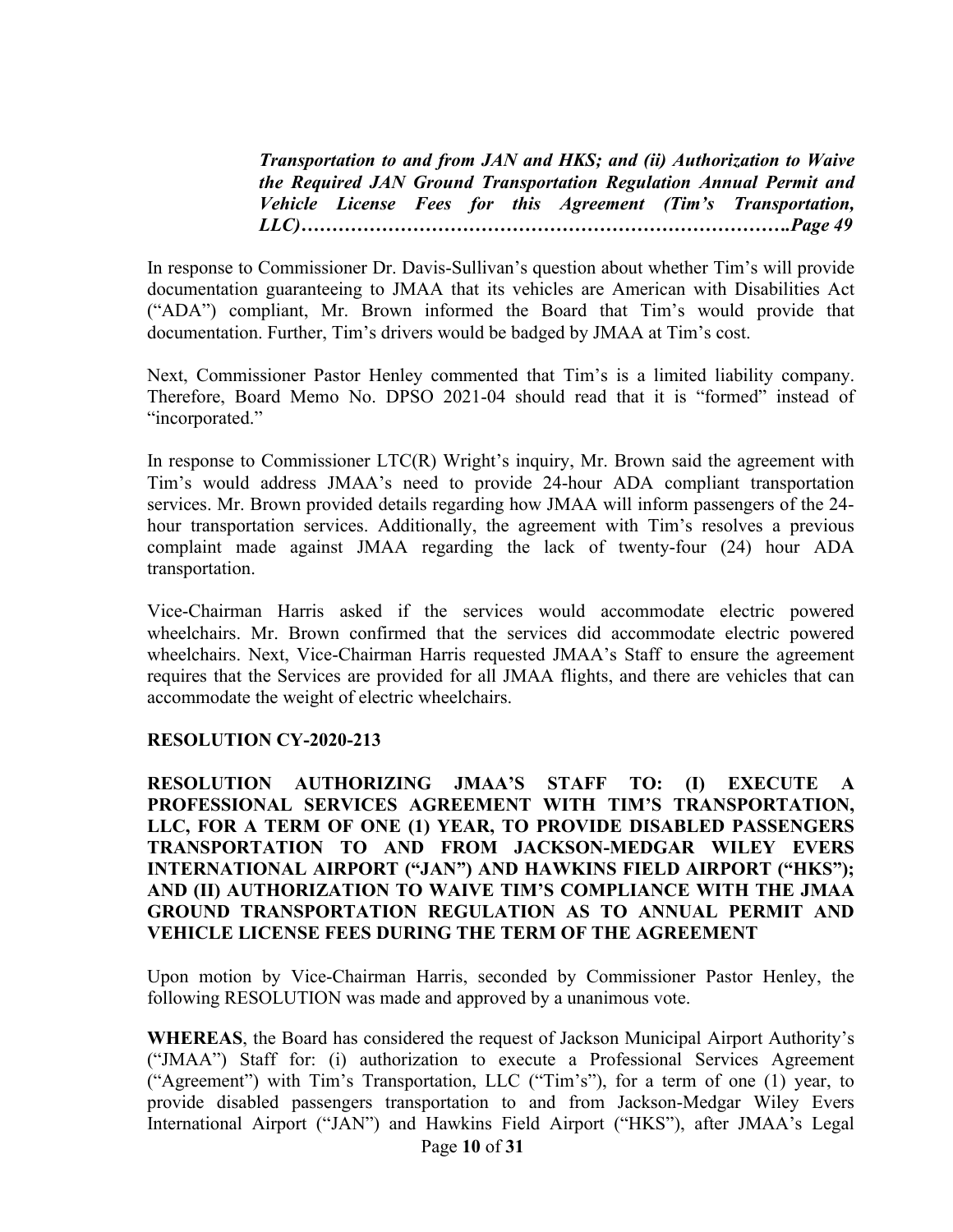***Transportation to and from JAN and HKS; and (ii) Authorization to Waive the Required JAN Ground Transportation Regulation Annual Permit and Vehicle License Fees for this Agreement (Tim's Transportation, LLC)…………………………………………………………………….Page 49***

In response to Commissioner Dr. Davis-Sullivan's question about whether Tim's will provide documentation guaranteeing to JMAA that its vehicles are American with Disabilities Act ("ADA") compliant, Mr. Brown informed the Board that Tim's would provide that documentation. Further, Tim's drivers would be badged by JMAA at Tim's cost.

Next, Commissioner Pastor Henley commented that Tim's is a limited liability company. Therefore, Board Memo No. DPSO 2021-04 should read that it is "formed" instead of "incorporated."

In response to Commissioner LTC(R) Wright's inquiry, Mr. Brown said the agreement with Tim's would address JMAA's need to provide 24-hour ADA compliant transportation services. Mr. Brown provided details regarding how JMAA will inform passengers of the 24-hour transportation services. Additionally, the agreement with Tim's resolves a previous complaint made against JMAA regarding the lack of twenty-four (24) hour ADA transportation.

Vice-Chairman Harris asked if the services would accommodate electric powered wheelchairs. Mr. Brown confirmed that the services did accommodate electric powered wheelchairs. Next, Vice-Chairman Harris requested JMAA's Staff to ensure the agreement requires that the Services are provided for all JMAA flights, and there are vehicles that can accommodate the weight of electric wheelchairs.

**RESOLUTION CY-2020-213**

**RESOLUTION AUTHORIZING JMAA'S STAFF TO: (I) EXECUTE A PROFESSIONAL SERVICES AGREEMENT WITH TIM'S TRANSPORTATION, LLC, FOR A TERM OF ONE (1) YEAR, TO PROVIDE DISABLED PASSENGERS TRANSPORTATION TO AND FROM JACKSON-MEDGAR WILEY EVERS INTERNATIONAL AIRPORT ("JAN") AND HAWKINS FIELD AIRPORT ("HKS"); AND (II) AUTHORIZATION TO WAIVE TIM'S COMPLIANCE WITH THE JMAA GROUND TRANSPORTATION REGULATION AS TO ANNUAL PERMIT AND VEHICLE LICENSE FEES DURING THE TERM OF THE AGREEMENT**

Upon motion by Vice-Chairman Harris, seconded by Commissioner Pastor Henley, the following RESOLUTION was made and approved by a unanimous vote.

**WHEREAS**, the Board has considered the request of Jackson Municipal Airport Authority's ("JMAA") Staff for: (i) authorization to execute a Professional Services Agreement ("Agreement") with Tim's Transportation, LLC ("Tim's"), for a term of one (1) year, to provide disabled passengers transportation to and from Jackson-Medgar Wiley Evers International Airport ("JAN") and Hawkins Field Airport ("HKS"), after JMAA's Legal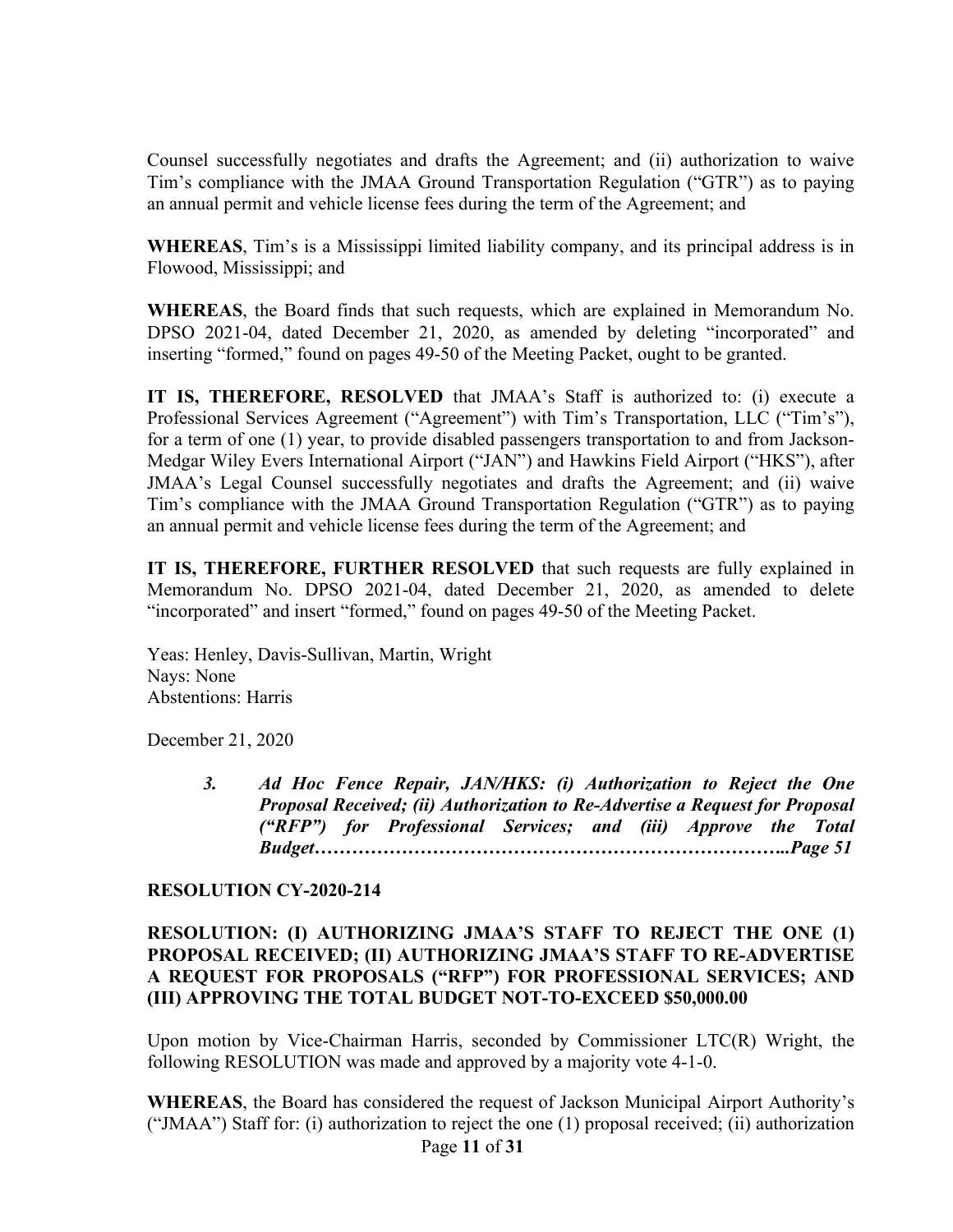Counsel successfully negotiates and drafts the Agreement; and (ii) authorization to waive Tim's compliance with the JMAA Ground Transportation Regulation ("GTR") as to paying an annual permit and vehicle license fees during the term of the Agreement; and

**WHEREAS**, Tim's is a Mississippi limited liability company, and its principal address is in Flowood, Mississippi; and

**WHEREAS**, the Board finds that such requests, which are explained in Memorandum No. DPSO 2021-04, dated December 21, 2020, as amended by deleting "incorporated" and inserting "formed," found on pages 49-50 of the Meeting Packet, ought to be granted.

**IT IS, THEREFORE, RESOLVED** that JMAA's Staff is authorized to: (i) execute a Professional Services Agreement ("Agreement") with Tim's Transportation, LLC ("Tim's"), for a term of one (1) year, to provide disabled passengers transportation to and from Jackson-Medgar Wiley Evers International Airport ("JAN") and Hawkins Field Airport ("HKS"), after JMAA's Legal Counsel successfully negotiates and drafts the Agreement; and (ii) waive Tim's compliance with the JMAA Ground Transportation Regulation ("GTR") as to paying an annual permit and vehicle license fees during the term of the Agreement; and

**IT IS, THEREFORE, FURTHER RESOLVED** that such requests are fully explained in Memorandum No. DPSO 2021-04, dated December 21, 2020, as amended to delete "incorporated" and insert "formed," found on pages 49-50 of the Meeting Packet.

Yeas: Henley, Davis-Sullivan, Martin, Wright
Nays: None
Abstentions: Harris

December 21, 2020

> ***3. Ad Hoc Fence Repair, JAN/HKS: (i) Authorization to Reject the One Proposal Received; (ii) Authorization to Re-Advertise a Request for Proposal ("RFP") for Professional Services; and (iii) Approve the Total Budget……………………………………………………………..Page 51***

**RESOLUTION CY-2020-214**

**RESOLUTION: (I) AUTHORIZING JMAA'S STAFF TO REJECT THE ONE (1) PROPOSAL RECEIVED; (II) AUTHORIZING JMAA'S STAFF TO RE-ADVERTISE A REQUEST FOR PROPOSALS ("RFP") FOR PROFESSIONAL SERVICES; AND (III) APPROVING THE TOTAL BUDGET NOT-TO-EXCEED $50,000.00**

Upon motion by Vice-Chairman Harris, seconded by Commissioner LTC(R) Wright, the following RESOLUTION was made and approved by a majority vote 4-1-0.

**WHEREAS**, the Board has considered the request of Jackson Municipal Airport Authority's ("JMAA") Staff for: (i) authorization to reject the one (1) proposal received; (ii) authorization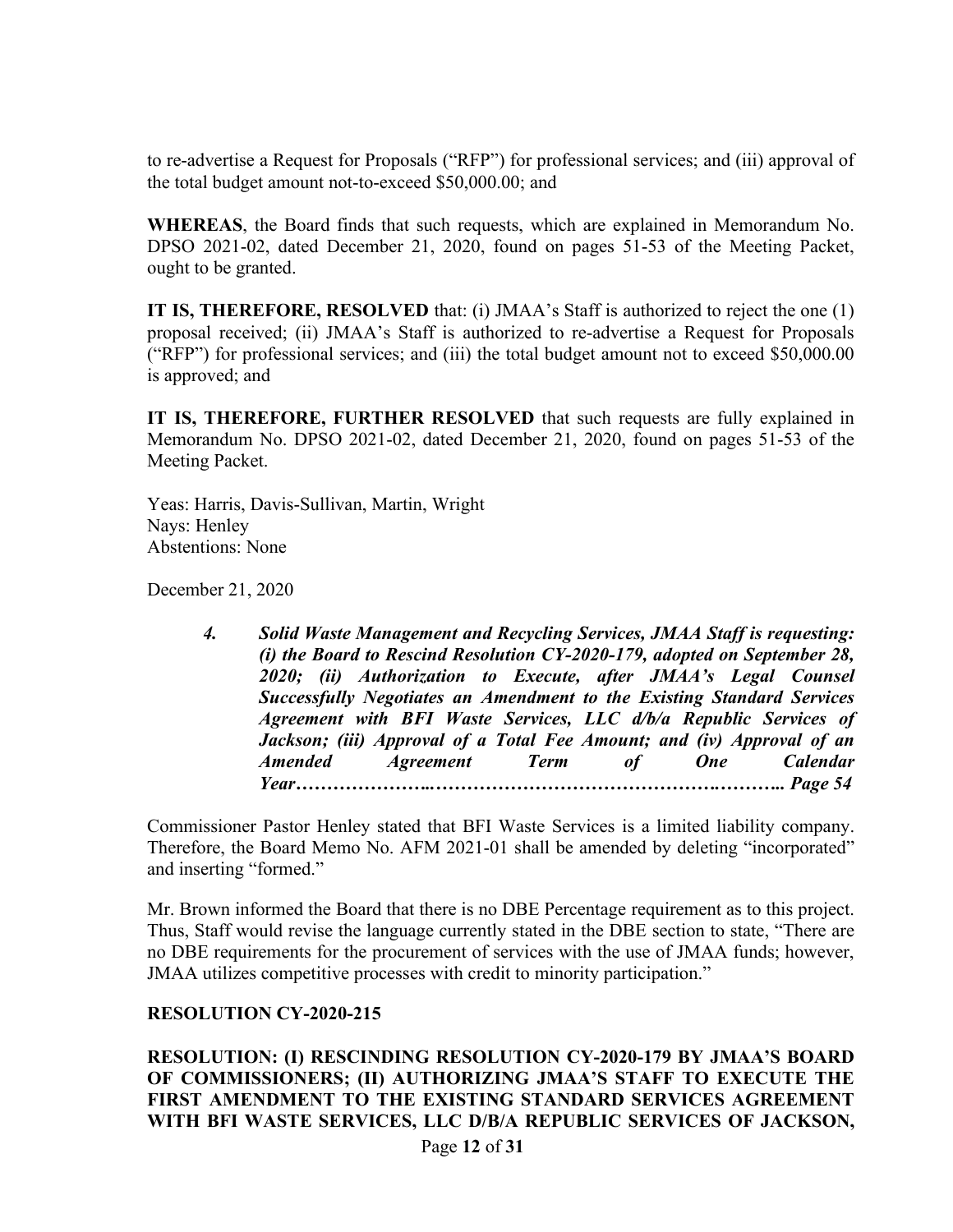to re-advertise a Request for Proposals ("RFP") for professional services; and (iii) approval of the total budget amount not-to-exceed $50,000.00; and

**WHEREAS**, the Board finds that such requests, which are explained in Memorandum No. DPSO 2021-02, dated December 21, 2020, found on pages 51-53 of the Meeting Packet, ought to be granted.

**IT IS, THEREFORE, RESOLVED** that: (i) JMAA's Staff is authorized to reject the one (1) proposal received; (ii) JMAA's Staff is authorized to re-advertise a Request for Proposals ("RFP") for professional services; and (iii) the total budget amount not to exceed $50,000.00 is approved; and

**IT IS, THEREFORE, FURTHER RESOLVED** that such requests are fully explained in Memorandum No. DPSO 2021-02, dated December 21, 2020, found on pages 51-53 of the Meeting Packet.

Yeas: Harris, Davis-Sullivan, Martin, Wright
Nays: Henley
Abstentions: None

December 21, 2020

> ***4. Solid Waste Management and Recycling Services, JMAA Staff is requesting: (i) the Board to Rescind Resolution CY-2020-179, adopted on September 28, 2020; (ii) Authorization to Execute, after JMAA's Legal Counsel Successfully Negotiates an Amendment to the Existing Standard Services Agreement with BFI Waste Services, LLC d/b/a Republic Services of Jackson; (iii) Approval of a Total Fee Amount; and (iv) Approval of an Amended Agreement Term of One Calendar Year…………………..…………………………………….……….. Page 54***

Commissioner Pastor Henley stated that BFI Waste Services is a limited liability company. Therefore, the Board Memo No. AFM 2021-01 shall be amended by deleting "incorporated" and inserting "formed."

Mr. Brown informed the Board that there is no DBE Percentage requirement as to this project. Thus, Staff would revise the language currently stated in the DBE section to state, "There are no DBE requirements for the procurement of services with the use of JMAA funds; however, JMAA utilizes competitive processes with credit to minority participation."

**RESOLUTION CY-2020-215**

**RESOLUTION: (I) RESCINDING RESOLUTION CY-2020-179 BY JMAA'S BOARD OF COMMISSIONERS; (II) AUTHORIZING JMAA'S STAFF TO EXECUTE THE FIRST AMENDMENT TO THE EXISTING STANDARD SERVICES AGREEMENT WITH BFI WASTE SERVICES, LLC D/B/A REPUBLIC SERVICES OF JACKSON,**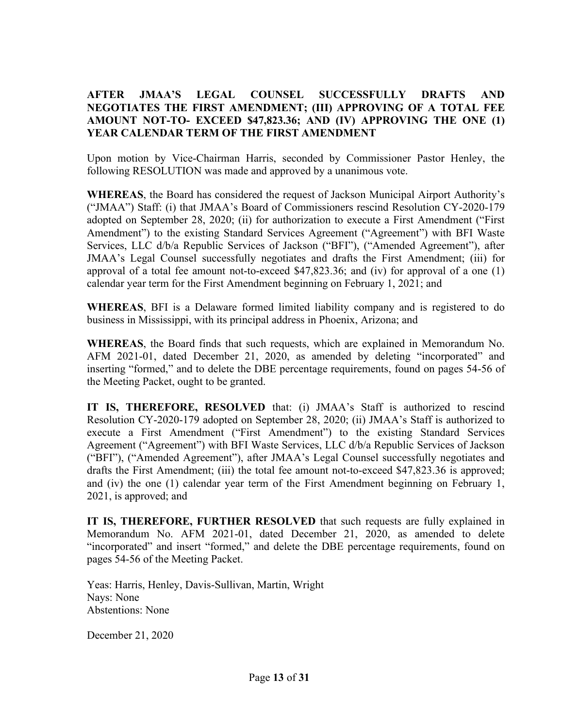**AFTER JMAA'S LEGAL COUNSEL SUCCESSFULLY DRAFTS AND NEGOTIATES THE FIRST AMENDMENT; (III) APPROVING OF A TOTAL FEE AMOUNT NOT-TO- EXCEED $47,823.36; AND (IV) APPROVING THE ONE (1) YEAR CALENDAR TERM OF THE FIRST AMENDMENT**

Upon motion by Vice-Chairman Harris, seconded by Commissioner Pastor Henley, the following RESOLUTION was made and approved by a unanimous vote.

**WHEREAS**, the Board has considered the request of Jackson Municipal Airport Authority's ("JMAA") Staff: (i) that JMAA's Board of Commissioners rescind Resolution CY-2020-179 adopted on September 28, 2020; (ii) for authorization to execute a First Amendment ("First Amendment") to the existing Standard Services Agreement ("Agreement") with BFI Waste Services, LLC d/b/a Republic Services of Jackson ("BFI"), ("Amended Agreement"), after JMAA's Legal Counsel successfully negotiates and drafts the First Amendment; (iii) for approval of a total fee amount not-to-exceed $47,823.36; and (iv) for approval of a one (1) calendar year term for the First Amendment beginning on February 1, 2021; and

**WHEREAS**, BFI is a Delaware formed limited liability company and is registered to do business in Mississippi, with its principal address in Phoenix, Arizona; and

**WHEREAS**, the Board finds that such requests, which are explained in Memorandum No. AFM 2021-01, dated December 21, 2020, as amended by deleting "incorporated" and inserting "formed," and to delete the DBE percentage requirements, found on pages 54-56 of the Meeting Packet, ought to be granted.

**IT IS, THEREFORE, RESOLVED** that: (i) JMAA's Staff is authorized to rescind Resolution CY-2020-179 adopted on September 28, 2020; (ii) JMAA's Staff is authorized to execute a First Amendment ("First Amendment") to the existing Standard Services Agreement ("Agreement") with BFI Waste Services, LLC d/b/a Republic Services of Jackson ("BFI"), ("Amended Agreement"), after JMAA's Legal Counsel successfully negotiates and drafts the First Amendment; (iii) the total fee amount not-to-exceed $47,823.36 is approved; and (iv) the one (1) calendar year term of the First Amendment beginning on February 1, 2021, is approved; and

**IT IS, THEREFORE, FURTHER RESOLVED** that such requests are fully explained in Memorandum No. AFM 2021-01, dated December 21, 2020, as amended to delete "incorporated" and insert "formed," and delete the DBE percentage requirements, found on pages 54-56 of the Meeting Packet.

Yeas: Harris, Henley, Davis-Sullivan, Martin, Wright
Nays: None
Abstentions: None

December 21, 2020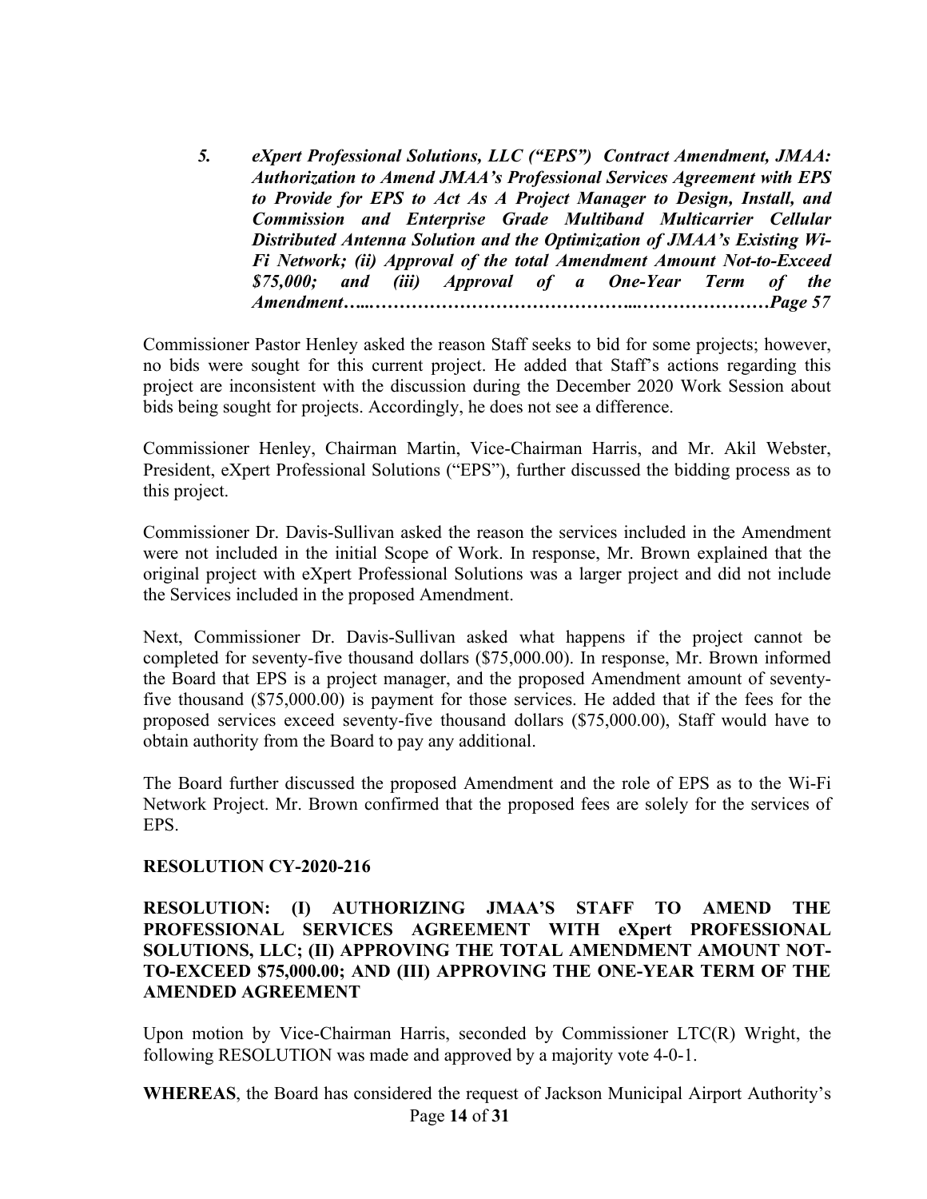***5. eXpert Professional Solutions, LLC ("EPS") Contract Amendment, JMAA: Authorization to Amend JMAA's Professional Services Agreement with EPS to Provide for EPS to Act As A Project Manager to Design, Install, and Commission and Enterprise Grade Multiband Multicarrier Cellular Distributed Antenna Solution and the Optimization of JMAA's Existing Wi-Fi Network; (ii) Approval of the total Amendment Amount Not-to-Exceed $75,000; and (iii) Approval of a One-Year Term of the Amendment…..…………………………………...…………………Page 57***

Commissioner Pastor Henley asked the reason Staff seeks to bid for some projects; however, no bids were sought for this current project. He added that Staff's actions regarding this project are inconsistent with the discussion during the December 2020 Work Session about bids being sought for projects. Accordingly, he does not see a difference.

Commissioner Henley, Chairman Martin, Vice-Chairman Harris, and Mr. Akil Webster, President, eXpert Professional Solutions ("EPS"), further discussed the bidding process as to this project.

Commissioner Dr. Davis-Sullivan asked the reason the services included in the Amendment were not included in the initial Scope of Work. In response, Mr. Brown explained that the original project with eXpert Professional Solutions was a larger project and did not include the Services included in the proposed Amendment.

Next, Commissioner Dr. Davis-Sullivan asked what happens if the project cannot be completed for seventy-five thousand dollars ($75,000.00). In response, Mr. Brown informed the Board that EPS is a project manager, and the proposed Amendment amount of seventy-five thousand ($75,000.00) is payment for those services. He added that if the fees for the proposed services exceed seventy-five thousand dollars ($75,000.00), Staff would have to obtain authority from the Board to pay any additional.

The Board further discussed the proposed Amendment and the role of EPS as to the Wi-Fi Network Project. Mr. Brown confirmed that the proposed fees are solely for the services of EPS.

**RESOLUTION CY-2020-216**

**RESOLUTION: (I) AUTHORIZING JMAA'S STAFF TO AMEND THE PROFESSIONAL SERVICES AGREEMENT WITH eXpert PROFESSIONAL SOLUTIONS, LLC; (II) APPROVING THE TOTAL AMENDMENT AMOUNT NOT-TO-EXCEED $75,000.00; AND (III) APPROVING THE ONE-YEAR TERM OF THE AMENDED AGREEMENT**

Upon motion by Vice-Chairman Harris, seconded by Commissioner LTC(R) Wright, the following RESOLUTION was made and approved by a majority vote 4-0-1.

**WHEREAS**, the Board has considered the request of Jackson Municipal Airport Authority's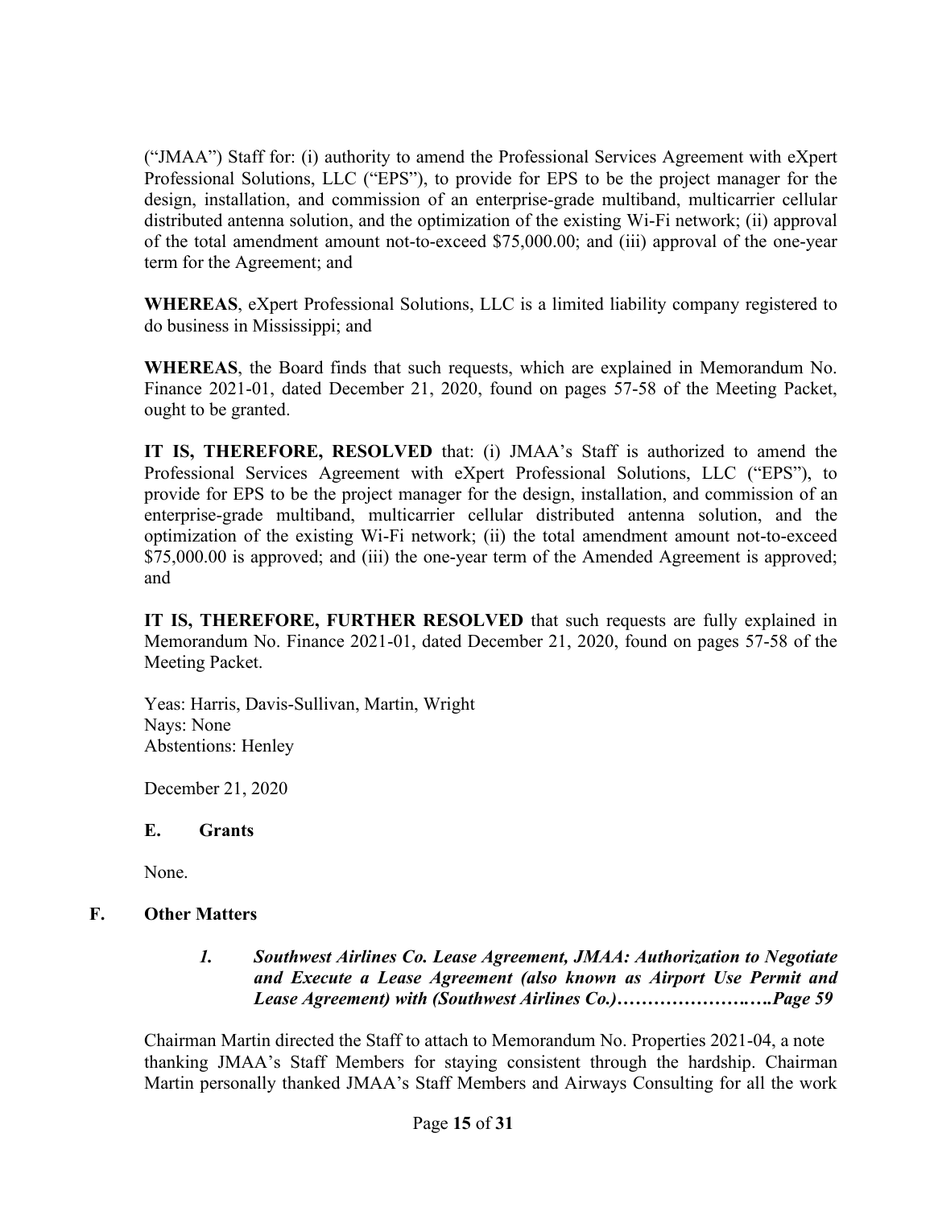("JMAA") Staff for: (i) authority to amend the Professional Services Agreement with eXpert Professional Solutions, LLC ("EPS"), to provide for EPS to be the project manager for the design, installation, and commission of an enterprise-grade multiband, multicarrier cellular distributed antenna solution, and the optimization of the existing Wi-Fi network; (ii) approval of the total amendment amount not-to-exceed $75,000.00; and (iii) approval of the one-year term for the Agreement; and

**WHEREAS**, eXpert Professional Solutions, LLC is a limited liability company registered to do business in Mississippi; and

**WHEREAS**, the Board finds that such requests, which are explained in Memorandum No. Finance 2021-01, dated December 21, 2020, found on pages 57-58 of the Meeting Packet, ought to be granted.

**IT IS, THEREFORE, RESOLVED** that: (i) JMAA's Staff is authorized to amend the Professional Services Agreement with eXpert Professional Solutions, LLC ("EPS"), to provide for EPS to be the project manager for the design, installation, and commission of an enterprise-grade multiband, multicarrier cellular distributed antenna solution, and the optimization of the existing Wi-Fi network; (ii) the total amendment amount not-to-exceed $75,000.00 is approved; and (iii) the one-year term of the Amended Agreement is approved; and

**IT IS, THEREFORE, FURTHER RESOLVED** that such requests are fully explained in Memorandum No. Finance 2021-01, dated December 21, 2020, found on pages 57-58 of the Meeting Packet.

Yeas: Harris, Davis-Sullivan, Martin, Wright
Nays: None
Abstentions: Henley

December 21, 2020

### E. Grants

None.

## F. Other Matters

#### *1. Southwest Airlines Co. Lease Agreement, JMAA: Authorization to Negotiate and Execute a Lease Agreement (also known as Airport Use Permit and Lease Agreement) with (Southwest Airlines Co.)…………………….Page 59*

Chairman Martin directed the Staff to attach to Memorandum No. Properties 2021-04, a note thanking JMAA's Staff Members for staying consistent through the hardship. Chairman Martin personally thanked JMAA's Staff Members and Airways Consulting for all the work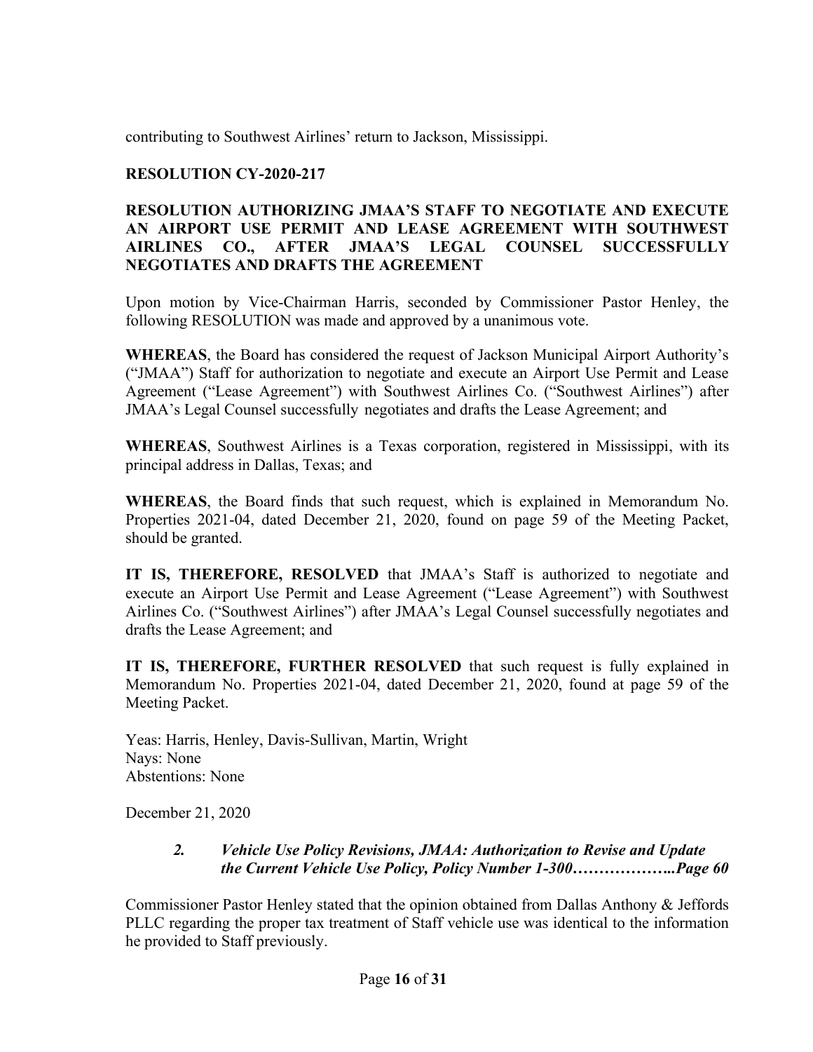contributing to Southwest Airlines' return to Jackson, Mississippi.

**RESOLUTION CY-2020-217**

**RESOLUTION AUTHORIZING JMAA'S STAFF TO NEGOTIATE AND EXECUTE AN AIRPORT USE PERMIT AND LEASE AGREEMENT WITH SOUTHWEST AIRLINES CO., AFTER JMAA'S LEGAL COUNSEL SUCCESSFULLY NEGOTIATES AND DRAFTS THE AGREEMENT**

Upon motion by Vice-Chairman Harris, seconded by Commissioner Pastor Henley, the following RESOLUTION was made and approved by a unanimous vote.

**WHEREAS**, the Board has considered the request of Jackson Municipal Airport Authority's ("JMAA") Staff for authorization to negotiate and execute an Airport Use Permit and Lease Agreement ("Lease Agreement") with Southwest Airlines Co. ("Southwest Airlines") after JMAA's Legal Counsel successfully negotiates and drafts the Lease Agreement; and

**WHEREAS**, Southwest Airlines is a Texas corporation, registered in Mississippi, with its principal address in Dallas, Texas; and

**WHEREAS**, the Board finds that such request, which is explained in Memorandum No. Properties 2021-04, dated December 21, 2020, found on page 59 of the Meeting Packet, should be granted.

**IT IS, THEREFORE, RESOLVED** that JMAA's Staff is authorized to negotiate and execute an Airport Use Permit and Lease Agreement ("Lease Agreement") with Southwest Airlines Co. ("Southwest Airlines") after JMAA's Legal Counsel successfully negotiates and drafts the Lease Agreement; and

**IT IS, THEREFORE, FURTHER RESOLVED** that such request is fully explained in Memorandum No. Properties 2021-04, dated December 21, 2020, found at page 59 of the Meeting Packet.

Yeas: Harris, Henley, Davis-Sullivan, Martin, Wright
Nays: None
Abstentions: None

December 21, 2020

*2. Vehicle Use Policy Revisions, JMAA: Authorization to Revise and Update the Current Vehicle Use Policy, Policy Number 1-300………………..Page 60*

Commissioner Pastor Henley stated that the opinion obtained from Dallas Anthony & Jeffords PLLC regarding the proper tax treatment of Staff vehicle use was identical to the information he provided to Staff previously.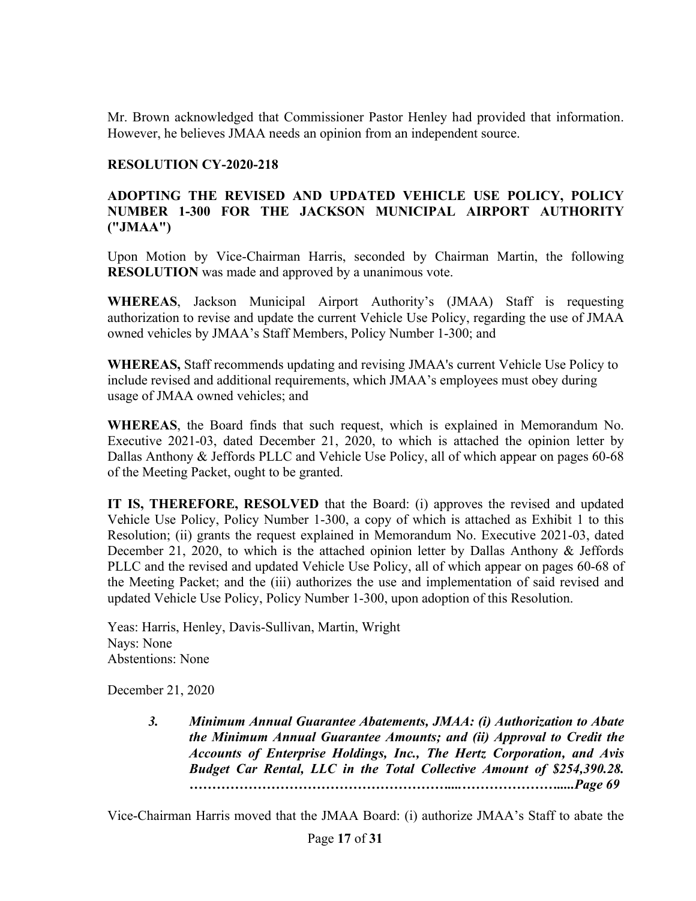Mr. Brown acknowledged that Commissioner Pastor Henley had provided that information. However, he believes JMAA needs an opinion from an independent source.

**RESOLUTION CY-2020-218**

**ADOPTING THE REVISED AND UPDATED VEHICLE USE POLICY, POLICY NUMBER 1-300 FOR THE JACKSON MUNICIPAL AIRPORT AUTHORITY ("JMAA")**

Upon Motion by Vice-Chairman Harris, seconded by Chairman Martin, the following **RESOLUTION** was made and approved by a unanimous vote.

**WHEREAS**, Jackson Municipal Airport Authority's (JMAA) Staff is requesting authorization to revise and update the current Vehicle Use Policy, regarding the use of JMAA owned vehicles by JMAA's Staff Members, Policy Number 1-300; and

**WHEREAS,** Staff recommends updating and revising JMAA's current Vehicle Use Policy to include revised and additional requirements, which JMAA's employees must obey during usage of JMAA owned vehicles; and

**WHEREAS**, the Board finds that such request, which is explained in Memorandum No. Executive 2021-03, dated December 21, 2020, to which is attached the opinion letter by Dallas Anthony & Jeffords PLLC and Vehicle Use Policy, all of which appear on pages 60-68 of the Meeting Packet, ought to be granted.

**IT IS, THEREFORE, RESOLVED** that the Board: (i) approves the revised and updated Vehicle Use Policy, Policy Number 1-300, a copy of which is attached as Exhibit 1 to this Resolution; (ii) grants the request explained in Memorandum No. Executive 2021-03, dated December 21, 2020, to which is the attached opinion letter by Dallas Anthony & Jeffords PLLC and the revised and updated Vehicle Use Policy, all of which appear on pages 60-68 of the Meeting Packet; and the (iii) authorizes the use and implementation of said revised and updated Vehicle Use Policy, Policy Number 1-300, upon adoption of this Resolution.

Yeas: Harris, Henley, Davis-Sullivan, Martin, Wright
Nays: None
Abstentions: None

December 21, 2020

> ***3. Minimum Annual Guarantee Abatements, JMAA: (i) Authorization to Abate the Minimum Annual Guarantee Amounts; and (ii) Approval to Credit the Accounts of Enterprise Holdings, Inc., The Hertz Corporation, and Avis Budget Car Rental, LLC in the Total Collective Amount of $254,390.28. ………………………………………………...…………………....Page 69***

Vice-Chairman Harris moved that the JMAA Board: (i) authorize JMAA's Staff to abate the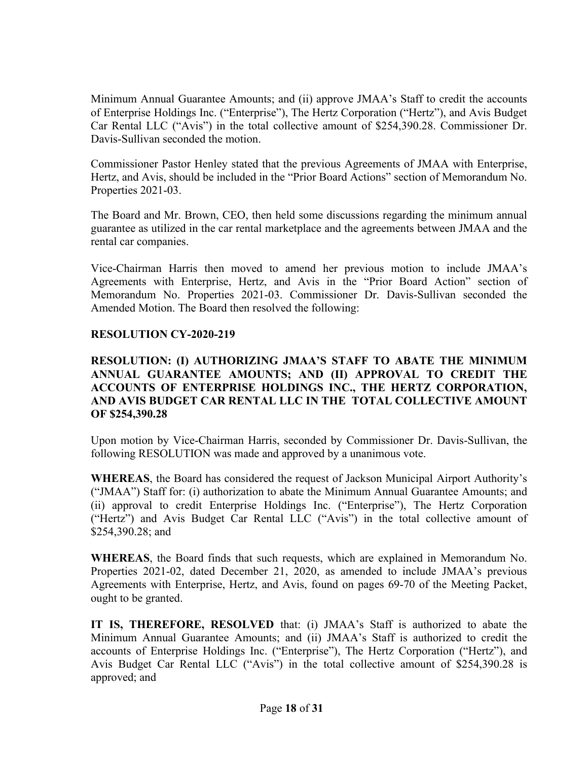Minimum Annual Guarantee Amounts; and (ii) approve JMAA's Staff to credit the accounts of Enterprise Holdings Inc. ("Enterprise"), The Hertz Corporation ("Hertz"), and Avis Budget Car Rental LLC ("Avis") in the total collective amount of $254,390.28. Commissioner Dr. Davis-Sullivan seconded the motion.

Commissioner Pastor Henley stated that the previous Agreements of JMAA with Enterprise, Hertz, and Avis, should be included in the "Prior Board Actions" section of Memorandum No. Properties 2021-03.

The Board and Mr. Brown, CEO, then held some discussions regarding the minimum annual guarantee as utilized in the car rental marketplace and the agreements between JMAA and the rental car companies.

Vice-Chairman Harris then moved to amend her previous motion to include JMAA's Agreements with Enterprise, Hertz, and Avis in the "Prior Board Action" section of Memorandum No. Properties 2021-03. Commissioner Dr. Davis-Sullivan seconded the Amended Motion. The Board then resolved the following:

**RESOLUTION CY-2020-219**

**RESOLUTION: (I) AUTHORIZING JMAA'S STAFF TO ABATE THE MINIMUM ANNUAL GUARANTEE AMOUNTS; AND (II) APPROVAL TO CREDIT THE ACCOUNTS OF ENTERPRISE HOLDINGS INC., THE HERTZ CORPORATION, AND AVIS BUDGET CAR RENTAL LLC IN THE TOTAL COLLECTIVE AMOUNT OF $254,390.28**

Upon motion by Vice-Chairman Harris, seconded by Commissioner Dr. Davis-Sullivan, the following RESOLUTION was made and approved by a unanimous vote.

**WHEREAS**, the Board has considered the request of Jackson Municipal Airport Authority's ("JMAA") Staff for: (i) authorization to abate the Minimum Annual Guarantee Amounts; and (ii) approval to credit Enterprise Holdings Inc. ("Enterprise"), The Hertz Corporation ("Hertz") and Avis Budget Car Rental LLC ("Avis") in the total collective amount of $254,390.28; and

**WHEREAS**, the Board finds that such requests, which are explained in Memorandum No. Properties 2021-02, dated December 21, 2020, as amended to include JMAA's previous Agreements with Enterprise, Hertz, and Avis, found on pages 69-70 of the Meeting Packet, ought to be granted.

**IT IS, THEREFORE, RESOLVED** that: (i) JMAA's Staff is authorized to abate the Minimum Annual Guarantee Amounts; and (ii) JMAA's Staff is authorized to credit the accounts of Enterprise Holdings Inc. ("Enterprise"), The Hertz Corporation ("Hertz"), and Avis Budget Car Rental LLC ("Avis") in the total collective amount of $254,390.28 is approved; and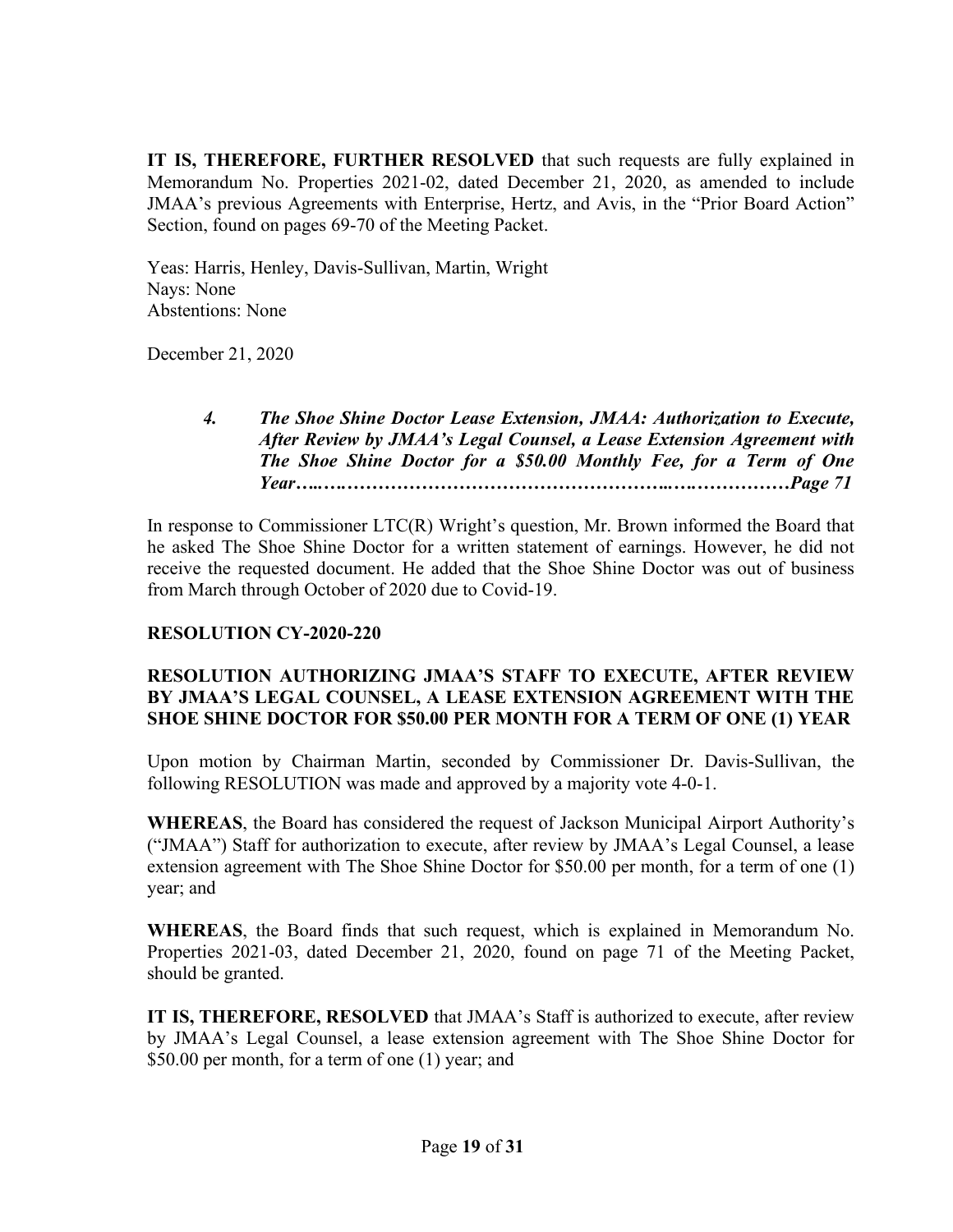**IT IS, THEREFORE, FURTHER RESOLVED** that such requests are fully explained in Memorandum No. Properties 2021-02, dated December 21, 2020, as amended to include JMAA's previous Agreements with Enterprise, Hertz, and Avis, in the "Prior Board Action" Section, found on pages 69-70 of the Meeting Packet.

Yeas: Harris, Henley, Davis-Sullivan, Martin, Wright
Nays: None
Abstentions: None

December 21, 2020

> ***4. The Shoe Shine Doctor Lease Extension, JMAA: Authorization to Execute, After Review by JMAA's Legal Counsel, a Lease Extension Agreement with The Shoe Shine Doctor for a $50.00 Monthly Fee, for a Term of One Year…..……………………………………………..….……………Page 71***

In response to Commissioner LTC(R) Wright's question, Mr. Brown informed the Board that he asked The Shoe Shine Doctor for a written statement of earnings. However, he did not receive the requested document. He added that the Shoe Shine Doctor was out of business from March through October of 2020 due to Covid-19.

**RESOLUTION CY-2020-220**

**RESOLUTION AUTHORIZING JMAA'S STAFF TO EXECUTE, AFTER REVIEW BY JMAA'S LEGAL COUNSEL, A LEASE EXTENSION AGREEMENT WITH THE SHOE SHINE DOCTOR FOR $50.00 PER MONTH FOR A TERM OF ONE (1) YEAR**

Upon motion by Chairman Martin, seconded by Commissioner Dr. Davis-Sullivan, the following RESOLUTION was made and approved by a majority vote 4-0-1.

**WHEREAS**, the Board has considered the request of Jackson Municipal Airport Authority's ("JMAA") Staff for authorization to execute, after review by JMAA's Legal Counsel, a lease extension agreement with The Shoe Shine Doctor for $50.00 per month, for a term of one (1) year; and

**WHEREAS**, the Board finds that such request, which is explained in Memorandum No. Properties 2021-03, dated December 21, 2020, found on page 71 of the Meeting Packet, should be granted.

**IT IS, THEREFORE, RESOLVED** that JMAA's Staff is authorized to execute, after review by JMAA's Legal Counsel, a lease extension agreement with The Shoe Shine Doctor for $50.00 per month, for a term of one (1) year; and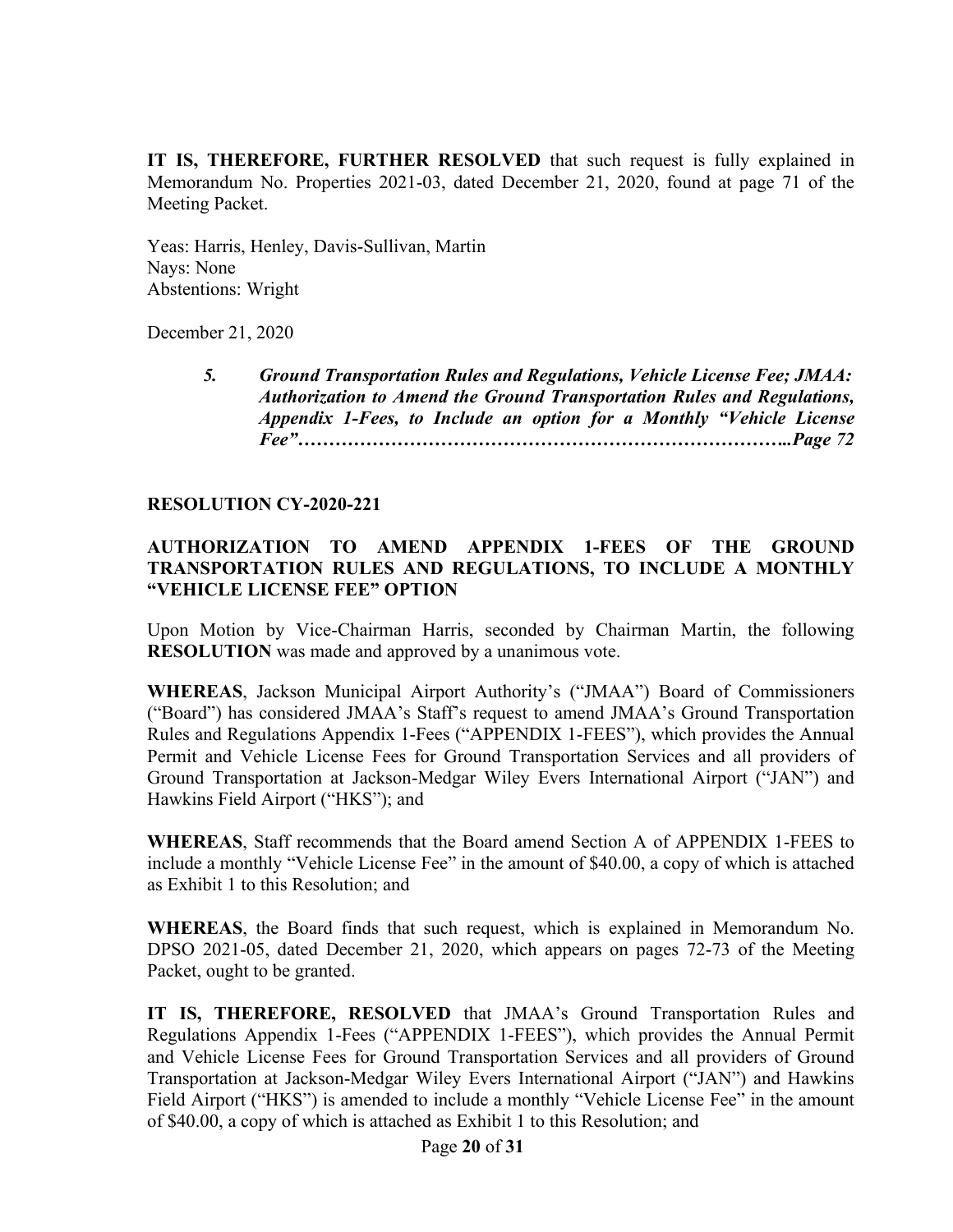**IT IS, THEREFORE, FURTHER RESOLVED** that such request is fully explained in Memorandum No. Properties 2021-03, dated December 21, 2020, found at page 71 of the Meeting Packet.

Yeas: Harris, Henley, Davis-Sullivan, Martin
Nays: None
Abstentions: Wright

December 21, 2020

> ***5. Ground Transportation Rules and Regulations, Vehicle License Fee; JMAA: Authorization to Amend the Ground Transportation Rules and Regulations, Appendix 1-Fees, to Include an option for a Monthly "Vehicle License Fee"………………………………………………………………..Page 72***

**RESOLUTION CY-2020-221**

**AUTHORIZATION TO AMEND APPENDIX 1-FEES OF THE GROUND TRANSPORTATION RULES AND REGULATIONS, TO INCLUDE A MONTHLY "VEHICLE LICENSE FEE" OPTION**

Upon Motion by Vice-Chairman Harris, seconded by Chairman Martin, the following **RESOLUTION** was made and approved by a unanimous vote.

**WHEREAS**, Jackson Municipal Airport Authority's ("JMAA") Board of Commissioners ("Board") has considered JMAA's Staff's request to amend JMAA's Ground Transportation Rules and Regulations Appendix 1-Fees ("APPENDIX 1-FEES"), which provides the Annual Permit and Vehicle License Fees for Ground Transportation Services and all providers of Ground Transportation at Jackson-Medgar Wiley Evers International Airport ("JAN") and Hawkins Field Airport ("HKS"); and

**WHEREAS**, Staff recommends that the Board amend Section A of APPENDIX 1-FEES to include a monthly "Vehicle License Fee" in the amount of $40.00, a copy of which is attached as Exhibit 1 to this Resolution; and

**WHEREAS**, the Board finds that such request, which is explained in Memorandum No. DPSO 2021-05, dated December 21, 2020, which appears on pages 72-73 of the Meeting Packet, ought to be granted.

**IT IS, THEREFORE, RESOLVED** that JMAA's Ground Transportation Rules and Regulations Appendix 1-Fees ("APPENDIX 1-FEES"), which provides the Annual Permit and Vehicle License Fees for Ground Transportation Services and all providers of Ground Transportation at Jackson-Medgar Wiley Evers International Airport ("JAN") and Hawkins Field Airport ("HKS") is amended to include a monthly "Vehicle License Fee" in the amount of $40.00, a copy of which is attached as Exhibit 1 to this Resolution; and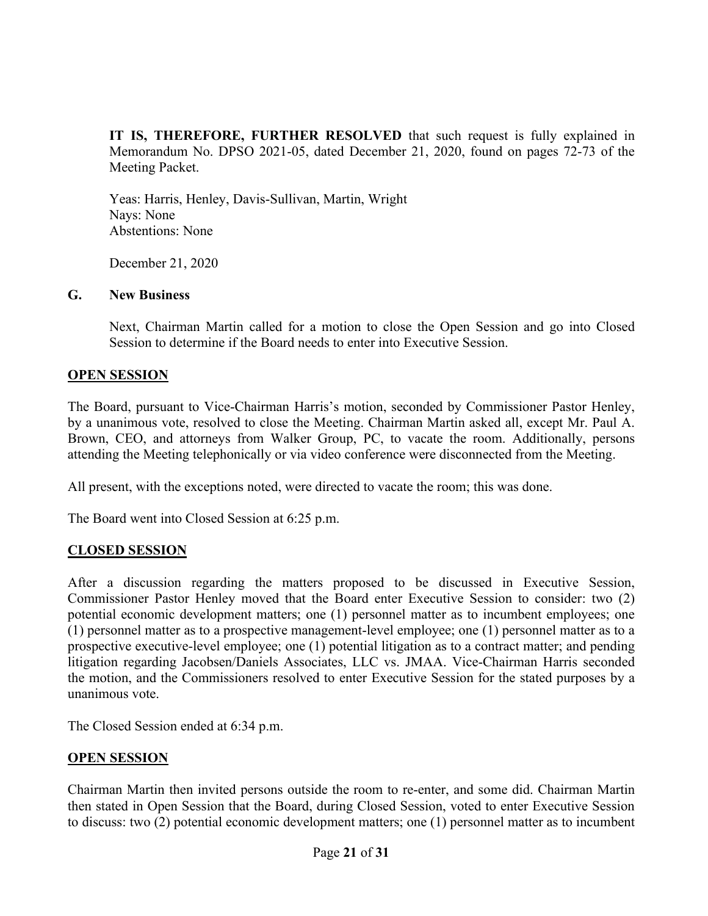**IT IS, THEREFORE, FURTHER RESOLVED** that such request is fully explained in Memorandum No. DPSO 2021-05, dated December 21, 2020, found on pages 72-73 of the Meeting Packet.

Yeas: Harris, Henley, Davis-Sullivan, Martin, Wright
Nays: None
Abstentions: None

December 21, 2020

**G. New Business**

Next, Chairman Martin called for a motion to close the Open Session and go into Closed Session to determine if the Board needs to enter into Executive Session.

**OPEN SESSION**

The Board, pursuant to Vice-Chairman Harris's motion, seconded by Commissioner Pastor Henley, by a unanimous vote, resolved to close the Meeting. Chairman Martin asked all, except Mr. Paul A. Brown, CEO, and attorneys from Walker Group, PC, to vacate the room. Additionally, persons attending the Meeting telephonically or via video conference were disconnected from the Meeting.

All present, with the exceptions noted, were directed to vacate the room; this was done.

The Board went into Closed Session at 6:25 p.m.

**CLOSED SESSION**

After a discussion regarding the matters proposed to be discussed in Executive Session, Commissioner Pastor Henley moved that the Board enter Executive Session to consider: two (2) potential economic development matters; one (1) personnel matter as to incumbent employees; one (1) personnel matter as to a prospective management-level employee; one (1) personnel matter as to a prospective executive-level employee; one (1) potential litigation as to a contract matter; and pending litigation regarding Jacobsen/Daniels Associates, LLC vs. JMAA. Vice-Chairman Harris seconded the motion, and the Commissioners resolved to enter Executive Session for the stated purposes by a unanimous vote.

The Closed Session ended at 6:34 p.m.

**OPEN SESSION**

Chairman Martin then invited persons outside the room to re-enter, and some did. Chairman Martin then stated in Open Session that the Board, during Closed Session, voted to enter Executive Session to discuss: two (2) potential economic development matters; one (1) personnel matter as to incumbent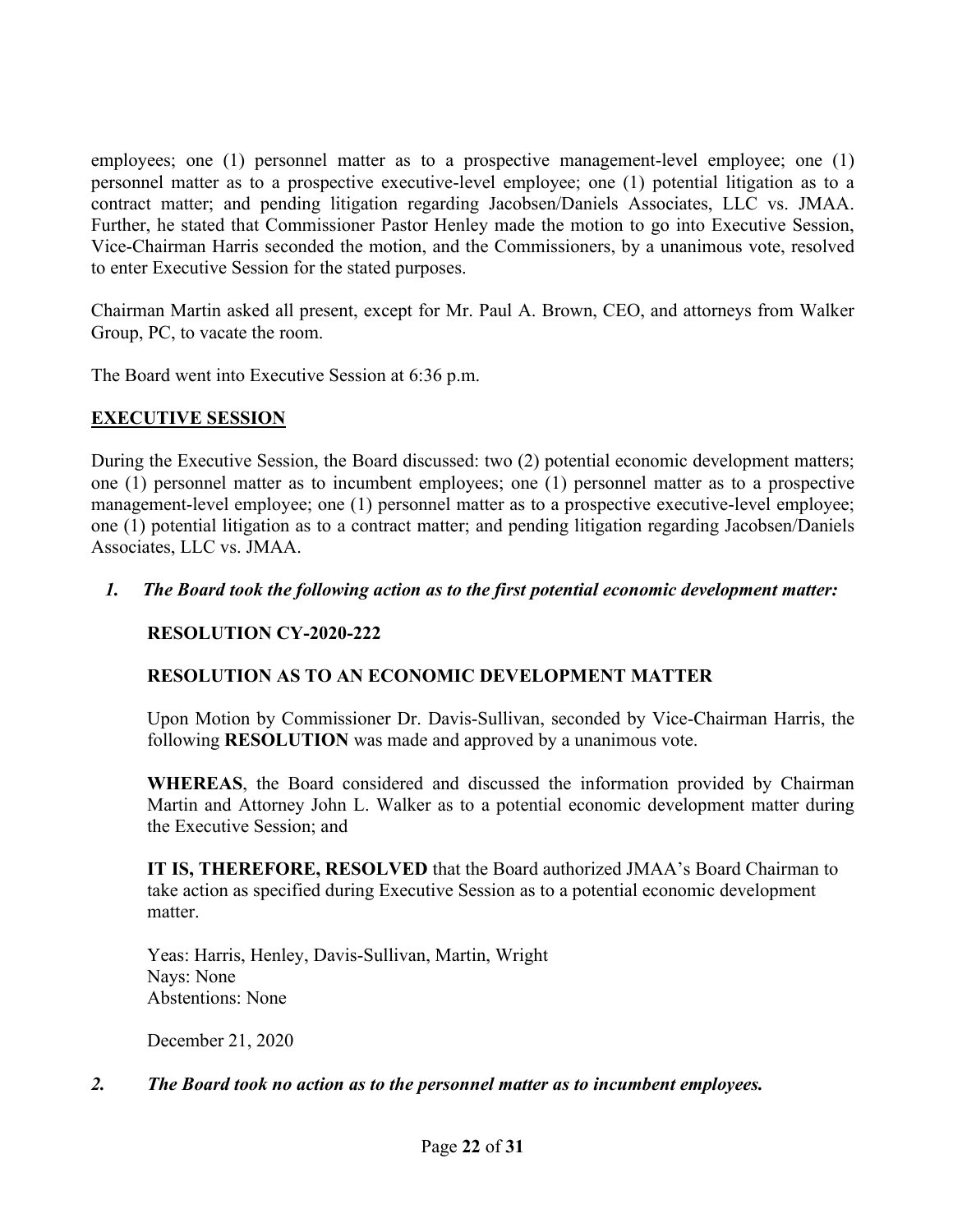employees; one (1) personnel matter as to a prospective management-level employee; one (1) personnel matter as to a prospective executive-level employee; one (1) potential litigation as to a contract matter; and pending litigation regarding Jacobsen/Daniels Associates, LLC vs. JMAA. Further, he stated that Commissioner Pastor Henley made the motion to go into Executive Session, Vice-Chairman Harris seconded the motion, and the Commissioners, by a unanimous vote, resolved to enter Executive Session for the stated purposes.

Chairman Martin asked all present, except for Mr. Paul A. Brown, CEO, and attorneys from Walker Group, PC, to vacate the room.

The Board went into Executive Session at 6:36 p.m.

## EXECUTIVE SESSION

During the Executive Session, the Board discussed: two (2) potential economic development matters; one (1) personnel matter as to incumbent employees; one (1) personnel matter as to a prospective management-level employee; one (1) personnel matter as to a prospective executive-level employee; one (1) potential litigation as to a contract matter; and pending litigation regarding Jacobsen/Daniels Associates, LLC vs. JMAA.

1. ***The Board took the following action as to the first potential economic development matter:***

   **RESOLUTION CY-2020-222**

   **RESOLUTION AS TO AN ECONOMIC DEVELOPMENT MATTER**

   Upon Motion by Commissioner Dr. Davis-Sullivan, seconded by Vice-Chairman Harris, the following **RESOLUTION** was made and approved by a unanimous vote.

   **WHEREAS**, the Board considered and discussed the information provided by Chairman Martin and Attorney John L. Walker as to a potential economic development matter during the Executive Session; and

   **IT IS, THEREFORE, RESOLVED** that the Board authorized JMAA's Board Chairman to take action as specified during Executive Session as to a potential economic development matter.

   Yeas: Harris, Henley, Davis-Sullivan, Martin, Wright
   Nays: None
   Abstentions: None

   December 21, 2020

2. ***The Board took no action as to the personnel matter as to incumbent employees.***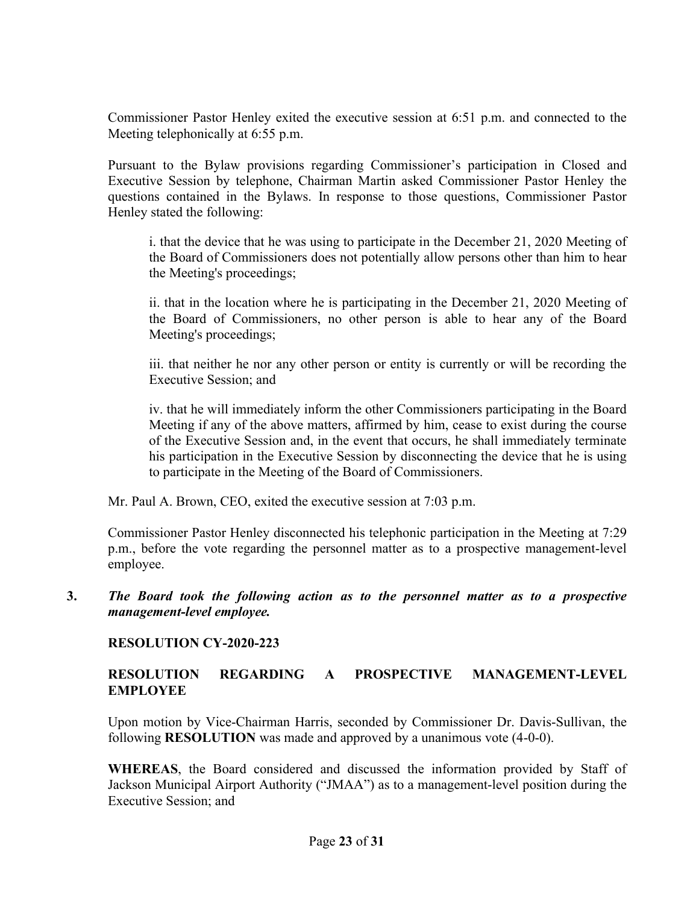Commissioner Pastor Henley exited the executive session at 6:51 p.m. and connected to the Meeting telephonically at 6:55 p.m.

Pursuant to the Bylaw provisions regarding Commissioner's participation in Closed and Executive Session by telephone, Chairman Martin asked Commissioner Pastor Henley the questions contained in the Bylaws. In response to those questions, Commissioner Pastor Henley stated the following:

> i. that the device that he was using to participate in the December 21, 2020 Meeting of the Board of Commissioners does not potentially allow persons other than him to hear the Meeting's proceedings;
>
> ii. that in the location where he is participating in the December 21, 2020 Meeting of the Board of Commissioners, no other person is able to hear any of the Board Meeting's proceedings;
>
> iii. that neither he nor any other person or entity is currently or will be recording the Executive Session; and
>
> iv. that he will immediately inform the other Commissioners participating in the Board Meeting if any of the above matters, affirmed by him, cease to exist during the course of the Executive Session and, in the event that occurs, he shall immediately terminate his participation in the Executive Session by disconnecting the device that he is using to participate in the Meeting of the Board of Commissioners.

Mr. Paul A. Brown, CEO, exited the executive session at 7:03 p.m.

Commissioner Pastor Henley disconnected his telephonic participation in the Meeting at 7:29 p.m., before the vote regarding the personnel matter as to a prospective management-level employee.

**3.** ***The Board took the following action as to the personnel matter as to a prospective management-level employee.***

**RESOLUTION CY-2020-223**

**RESOLUTION REGARDING A PROSPECTIVE MANAGEMENT-LEVEL EMPLOYEE**

Upon motion by Vice-Chairman Harris, seconded by Commissioner Dr. Davis-Sullivan, the following **RESOLUTION** was made and approved by a unanimous vote (4-0-0).

**WHEREAS**, the Board considered and discussed the information provided by Staff of Jackson Municipal Airport Authority ("JMAA") as to a management-level position during the Executive Session; and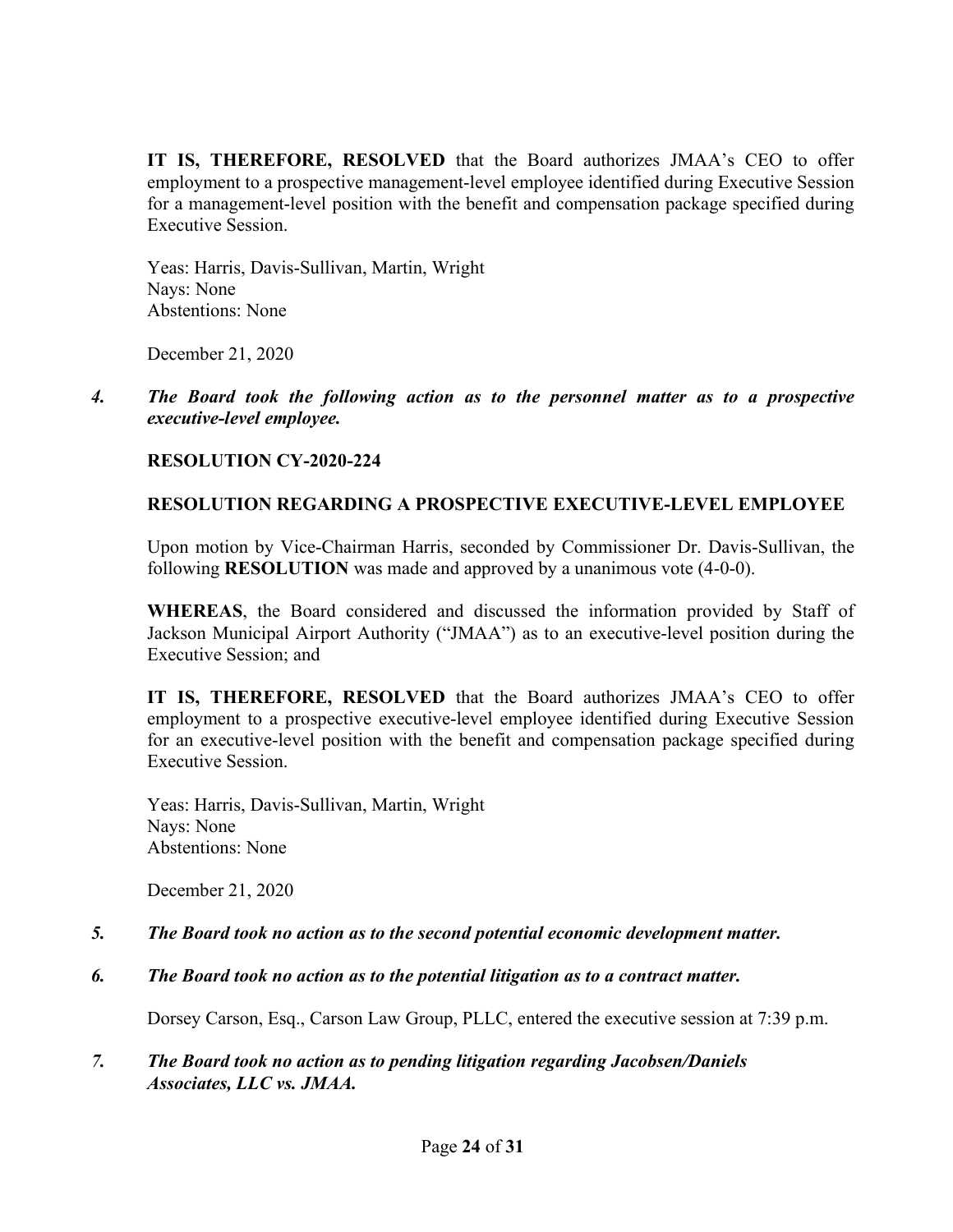**IT IS, THEREFORE, RESOLVED** that the Board authorizes JMAA's CEO to offer employment to a prospective management-level employee identified during Executive Session for a management-level position with the benefit and compensation package specified during Executive Session.

Yeas: Harris, Davis-Sullivan, Martin, Wright
Nays: None
Abstentions: None

December 21, 2020

4. ***The Board took the following action as to the personnel matter as to a prospective executive-level employee.***

**RESOLUTION CY-2020-224**

**RESOLUTION REGARDING A PROSPECTIVE EXECUTIVE-LEVEL EMPLOYEE**

Upon motion by Vice-Chairman Harris, seconded by Commissioner Dr. Davis-Sullivan, the following **RESOLUTION** was made and approved by a unanimous vote (4-0-0).

**WHEREAS**, the Board considered and discussed the information provided by Staff of Jackson Municipal Airport Authority ("JMAA") as to an executive-level position during the Executive Session; and

**IT IS, THEREFORE, RESOLVED** that the Board authorizes JMAA's CEO to offer employment to a prospective executive-level employee identified during Executive Session for an executive-level position with the benefit and compensation package specified during Executive Session.

Yeas: Harris, Davis-Sullivan, Martin, Wright
Nays: None
Abstentions: None

December 21, 2020

5. ***The Board took no action as to the second potential economic development matter.***

6. ***The Board took no action as to the potential litigation as to a contract matter.***

   Dorsey Carson, Esq., Carson Law Group, PLLC, entered the executive session at 7:39 p.m.

7. ***The Board took no action as to pending litigation regarding Jacobsen/Daniels Associates, LLC vs. JMAA.***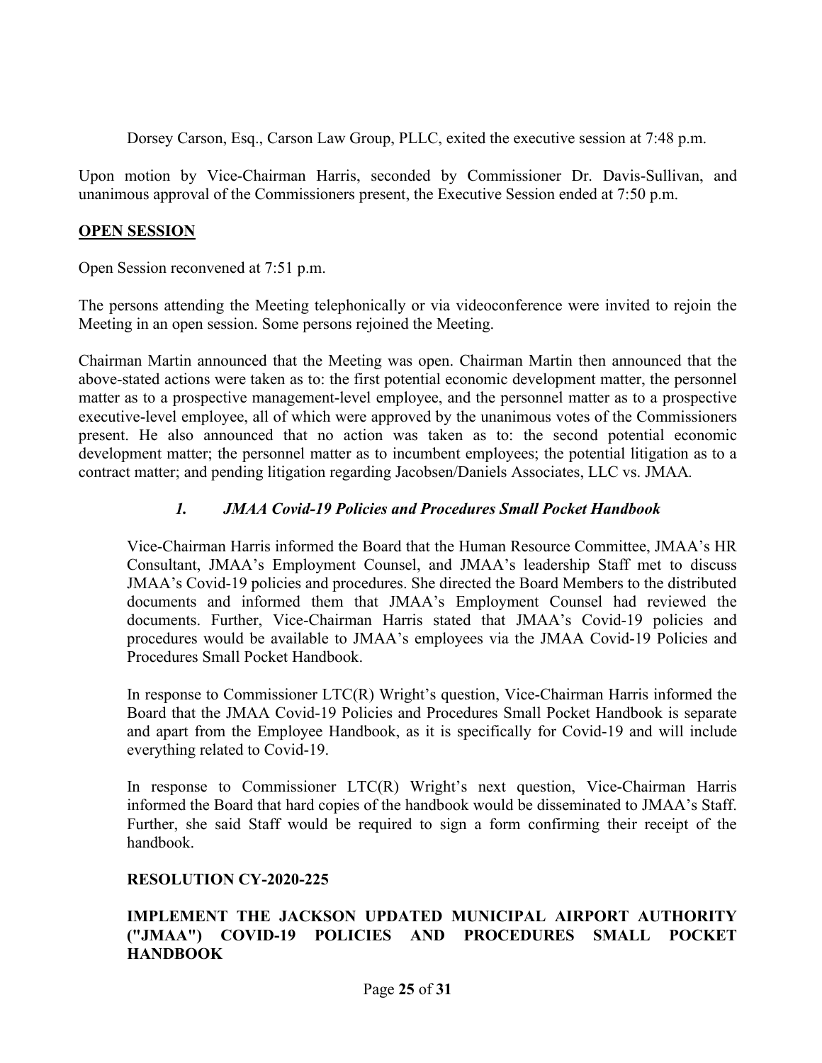Dorsey Carson, Esq., Carson Law Group, PLLC, exited the executive session at 7:48 p.m.

Upon motion by Vice-Chairman Harris, seconded by Commissioner Dr. Davis-Sullivan, and unanimous approval of the Commissioners present, the Executive Session ended at 7:50 p.m.

## OPEN SESSION

Open Session reconvened at 7:51 p.m.

The persons attending the Meeting telephonically or via videoconference were invited to rejoin the Meeting in an open session. Some persons rejoined the Meeting.

Chairman Martin announced that the Meeting was open. Chairman Martin then announced that the above-stated actions were taken as to: the first potential economic development matter, the personnel matter as to a prospective management-level employee, and the personnel matter as to a prospective executive-level employee, all of which were approved by the unanimous votes of the Commissioners present. He also announced that no action was taken as to: the second potential economic development matter; the personnel matter as to incumbent employees; the potential litigation as to a contract matter; and pending litigation regarding Jacobsen/Daniels Associates, LLC vs. JMAA.

### *1. JMAA Covid-19 Policies and Procedures Small Pocket Handbook*

Vice-Chairman Harris informed the Board that the Human Resource Committee, JMAA's HR Consultant, JMAA's Employment Counsel, and JMAA's leadership Staff met to discuss JMAA's Covid-19 policies and procedures. She directed the Board Members to the distributed documents and informed them that JMAA's Employment Counsel had reviewed the documents. Further, Vice-Chairman Harris stated that JMAA's Covid-19 policies and procedures would be available to JMAA's employees via the JMAA Covid-19 Policies and Procedures Small Pocket Handbook.

In response to Commissioner LTC(R) Wright's question, Vice-Chairman Harris informed the Board that the JMAA Covid-19 Policies and Procedures Small Pocket Handbook is separate and apart from the Employee Handbook, as it is specifically for Covid-19 and will include everything related to Covid-19.

In response to Commissioner LTC(R) Wright's next question, Vice-Chairman Harris informed the Board that hard copies of the handbook would be disseminated to JMAA's Staff. Further, she said Staff would be required to sign a form confirming their receipt of the handbook.

**RESOLUTION CY-2020-225**

**IMPLEMENT THE JACKSON UPDATED MUNICIPAL AIRPORT AUTHORITY ("JMAA") COVID-19 POLICIES AND PROCEDURES SMALL POCKET HANDBOOK**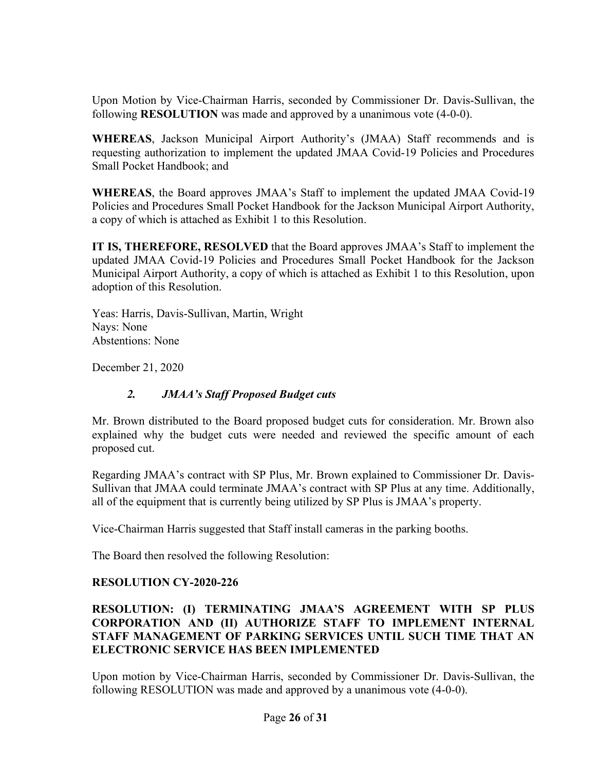Upon Motion by Vice-Chairman Harris, seconded by Commissioner Dr. Davis-Sullivan, the following **RESOLUTION** was made and approved by a unanimous vote (4-0-0).

**WHEREAS**, Jackson Municipal Airport Authority's (JMAA) Staff recommends and is requesting authorization to implement the updated JMAA Covid-19 Policies and Procedures Small Pocket Handbook; and

**WHEREAS**, the Board approves JMAA's Staff to implement the updated JMAA Covid-19 Policies and Procedures Small Pocket Handbook for the Jackson Municipal Airport Authority, a copy of which is attached as Exhibit 1 to this Resolution.

**IT IS, THEREFORE, RESOLVED** that the Board approves JMAA's Staff to implement the updated JMAA Covid-19 Policies and Procedures Small Pocket Handbook for the Jackson Municipal Airport Authority, a copy of which is attached as Exhibit 1 to this Resolution, upon adoption of this Resolution.

Yeas: Harris, Davis-Sullivan, Martin, Wright
Nays: None
Abstentions: None

December 21, 2020

### *2. JMAA's Staff Proposed Budget cuts*

Mr. Brown distributed to the Board proposed budget cuts for consideration. Mr. Brown also explained why the budget cuts were needed and reviewed the specific amount of each proposed cut.

Regarding JMAA's contract with SP Plus, Mr. Brown explained to Commissioner Dr. Davis-Sullivan that JMAA could terminate JMAA's contract with SP Plus at any time. Additionally, all of the equipment that is currently being utilized by SP Plus is JMAA's property.

Vice-Chairman Harris suggested that Staff install cameras in the parking booths.

The Board then resolved the following Resolution:

**RESOLUTION CY-2020-226**

**RESOLUTION: (I) TERMINATING JMAA'S AGREEMENT WITH SP PLUS CORPORATION AND (II) AUTHORIZE STAFF TO IMPLEMENT INTERNAL STAFF MANAGEMENT OF PARKING SERVICES UNTIL SUCH TIME THAT AN ELECTRONIC SERVICE HAS BEEN IMPLEMENTED**

Upon motion by Vice-Chairman Harris, seconded by Commissioner Dr. Davis-Sullivan, the following RESOLUTION was made and approved by a unanimous vote (4-0-0).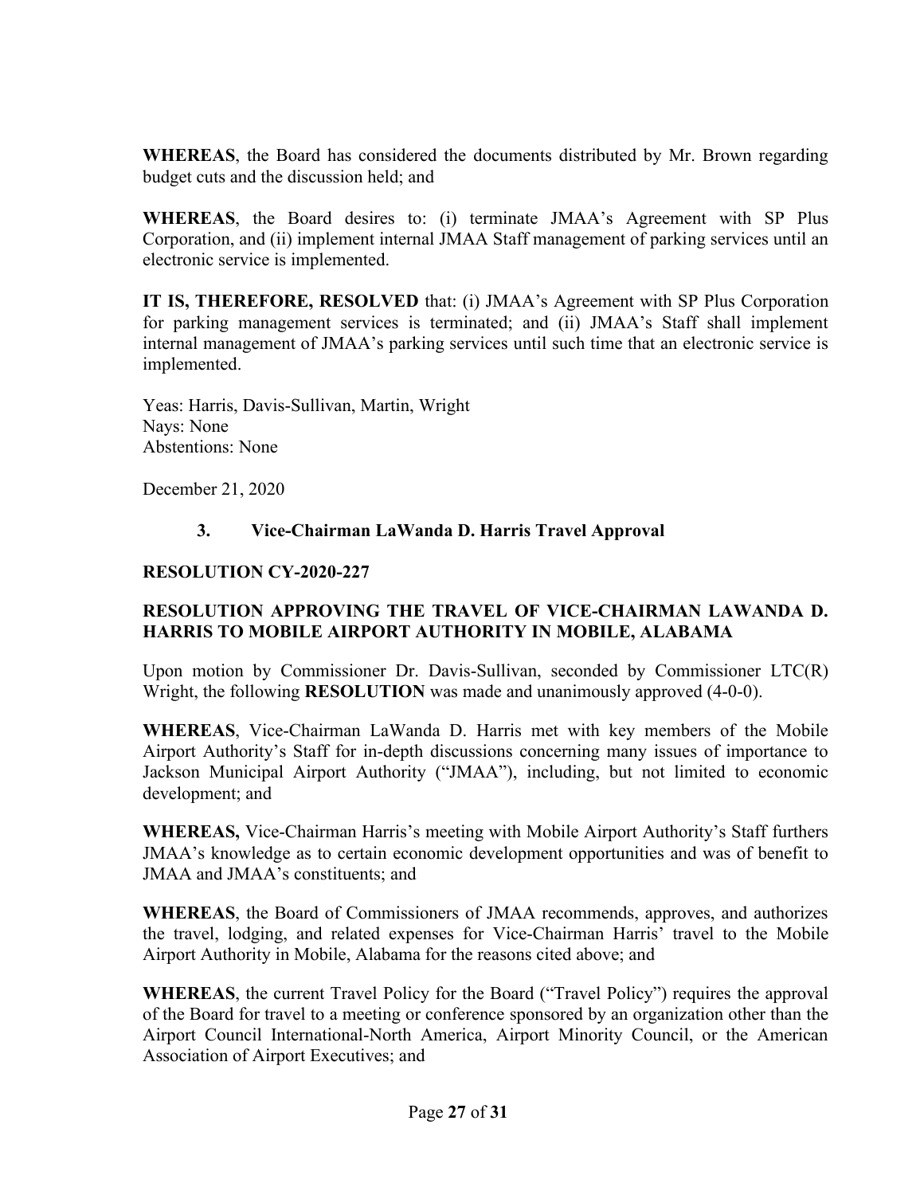**WHEREAS**, the Board has considered the documents distributed by Mr. Brown regarding budget cuts and the discussion held; and

**WHEREAS**, the Board desires to: (i) terminate JMAA's Agreement with SP Plus Corporation, and (ii) implement internal JMAA Staff management of parking services until an electronic service is implemented.

**IT IS, THEREFORE, RESOLVED** that: (i) JMAA's Agreement with SP Plus Corporation for parking management services is terminated; and (ii) JMAA's Staff shall implement internal management of JMAA's parking services until such time that an electronic service is implemented.

Yeas: Harris, Davis-Sullivan, Martin, Wright
Nays: None
Abstentions: None

December 21, 2020

### 3. Vice-Chairman LaWanda D. Harris Travel Approval

**RESOLUTION CY-2020-227**

**RESOLUTION APPROVING THE TRAVEL OF VICE-CHAIRMAN LAWANDA D. HARRIS TO MOBILE AIRPORT AUTHORITY IN MOBILE, ALABAMA**

Upon motion by Commissioner Dr. Davis-Sullivan, seconded by Commissioner LTC(R) Wright, the following **RESOLUTION** was made and unanimously approved (4-0-0).

**WHEREAS**, Vice-Chairman LaWanda D. Harris met with key members of the Mobile Airport Authority's Staff for in-depth discussions concerning many issues of importance to Jackson Municipal Airport Authority ("JMAA"), including, but not limited to economic development; and

**WHEREAS,** Vice-Chairman Harris's meeting with Mobile Airport Authority's Staff furthers JMAA's knowledge as to certain economic development opportunities and was of benefit to JMAA and JMAA's constituents; and

**WHEREAS**, the Board of Commissioners of JMAA recommends, approves, and authorizes the travel, lodging, and related expenses for Vice-Chairman Harris' travel to the Mobile Airport Authority in Mobile, Alabama for the reasons cited above; and

**WHEREAS**, the current Travel Policy for the Board ("Travel Policy") requires the approval of the Board for travel to a meeting or conference sponsored by an organization other than the Airport Council International-North America, Airport Minority Council, or the American Association of Airport Executives; and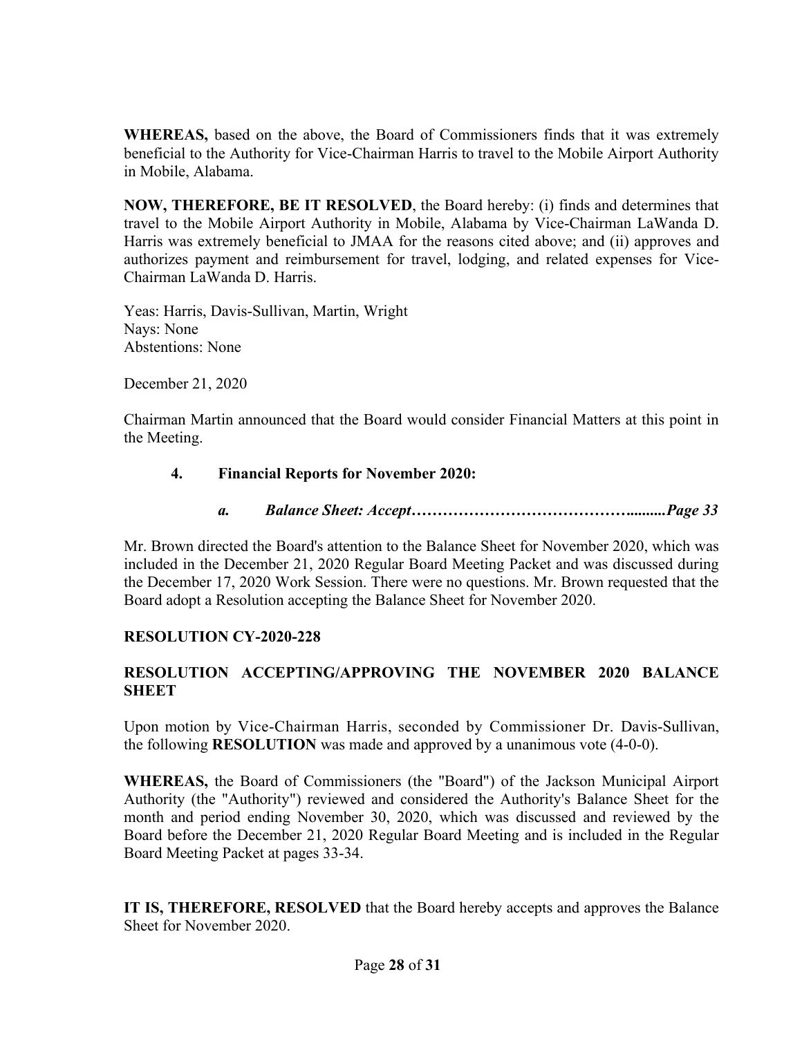**WHEREAS,** based on the above, the Board of Commissioners finds that it was extremely beneficial to the Authority for Vice-Chairman Harris to travel to the Mobile Airport Authority in Mobile, Alabama.

**NOW, THEREFORE, BE IT RESOLVED**, the Board hereby: (i) finds and determines that travel to the Mobile Airport Authority in Mobile, Alabama by Vice-Chairman LaWanda D. Harris was extremely beneficial to JMAA for the reasons cited above; and (ii) approves and authorizes payment and reimbursement for travel, lodging, and related expenses for Vice-Chairman LaWanda D. Harris.

Yeas: Harris, Davis-Sullivan, Martin, Wright
Nays: None
Abstentions: None

December 21, 2020

Chairman Martin announced that the Board would consider Financial Matters at this point in the Meeting.

### 4. Financial Reports for November 2020:

#### *a. Balance Sheet: Accept……………………………………..........Page 33*

Mr. Brown directed the Board's attention to the Balance Sheet for November 2020, which was included in the December 21, 2020 Regular Board Meeting Packet and was discussed during the December 17, 2020 Work Session. There were no questions. Mr. Brown requested that the Board adopt a Resolution accepting the Balance Sheet for November 2020.

**RESOLUTION CY-2020-228**

**RESOLUTION ACCEPTING/APPROVING THE NOVEMBER 2020 BALANCE SHEET**

Upon motion by Vice-Chairman Harris, seconded by Commissioner Dr. Davis-Sullivan, the following **RESOLUTION** was made and approved by a unanimous vote (4-0-0).

**WHEREAS,** the Board of Commissioners (the "Board") of the Jackson Municipal Airport Authority (the "Authority") reviewed and considered the Authority's Balance Sheet for the month and period ending November 30, 2020, which was discussed and reviewed by the Board before the December 21, 2020 Regular Board Meeting and is included in the Regular Board Meeting Packet at pages 33-34.

**IT IS, THEREFORE, RESOLVED** that the Board hereby accepts and approves the Balance Sheet for November 2020.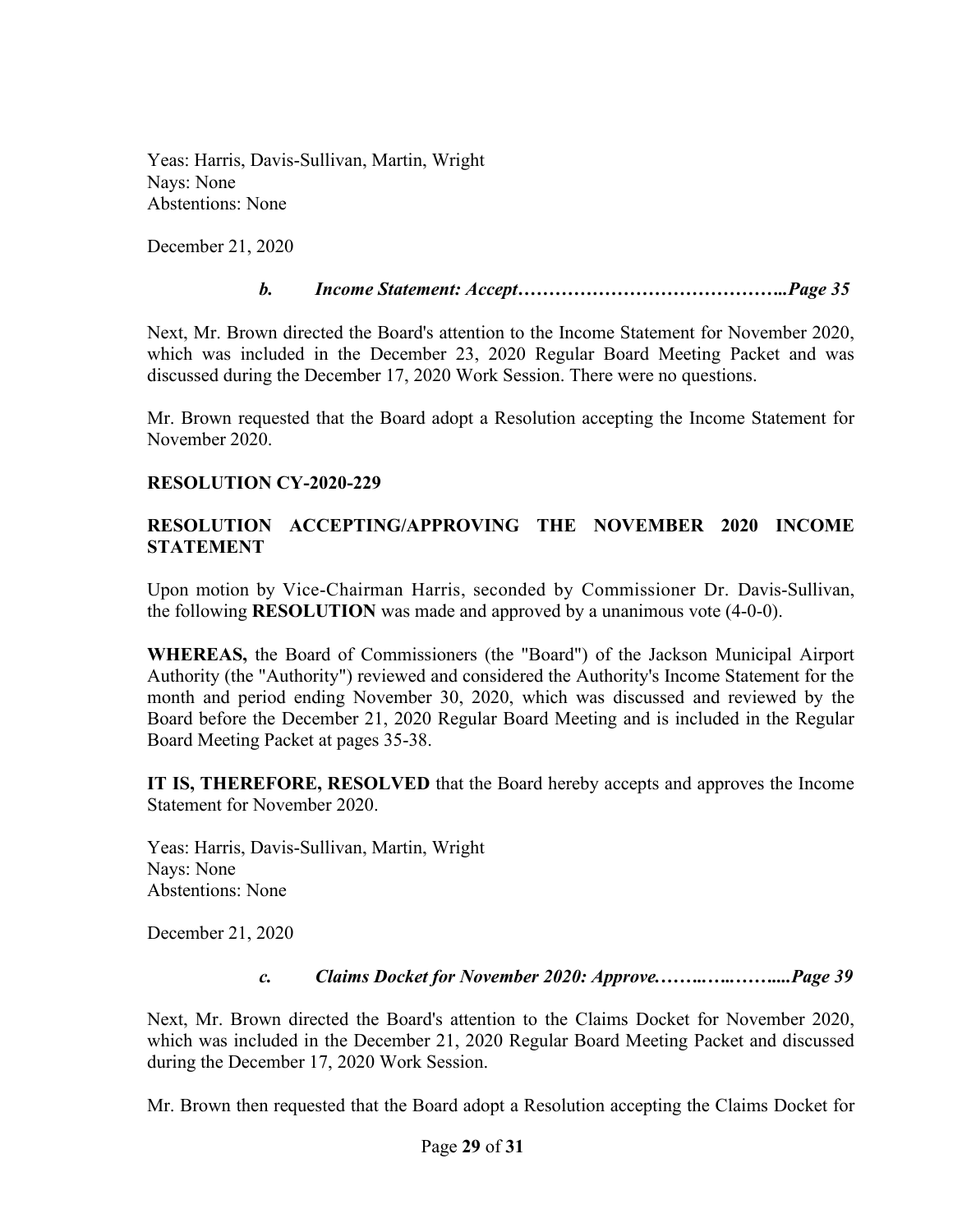Yeas: Harris, Davis-Sullivan, Martin, Wright
Nays: None
Abstentions: None

December 21, 2020

***b. Income Statement: Accept……………………………………..Page 35***

Next, Mr. Brown directed the Board's attention to the Income Statement for November 2020, which was included in the December 23, 2020 Regular Board Meeting Packet and was discussed during the December 17, 2020 Work Session. There were no questions.

Mr. Brown requested that the Board adopt a Resolution accepting the Income Statement for November 2020.

**RESOLUTION CY-2020-229**

**RESOLUTION ACCEPTING/APPROVING THE NOVEMBER 2020 INCOME STATEMENT**

Upon motion by Vice-Chairman Harris, seconded by Commissioner Dr. Davis-Sullivan, the following **RESOLUTION** was made and approved by a unanimous vote (4-0-0).

**WHEREAS,** the Board of Commissioners (the "Board") of the Jackson Municipal Airport Authority (the "Authority") reviewed and considered the Authority's Income Statement for the month and period ending November 30, 2020, which was discussed and reviewed by the Board before the December 21, 2020 Regular Board Meeting and is included in the Regular Board Meeting Packet at pages 35-38.

**IT IS, THEREFORE, RESOLVED** that the Board hereby accepts and approves the Income Statement for November 2020.

Yeas: Harris, Davis-Sullivan, Martin, Wright
Nays: None
Abstentions: None

December 21, 2020

***c. Claims Docket for November 2020: Approve.……..….……....Page 39***

Next, Mr. Brown directed the Board's attention to the Claims Docket for November 2020, which was included in the December 21, 2020 Regular Board Meeting Packet and discussed during the December 17, 2020 Work Session.

Mr. Brown then requested that the Board adopt a Resolution accepting the Claims Docket for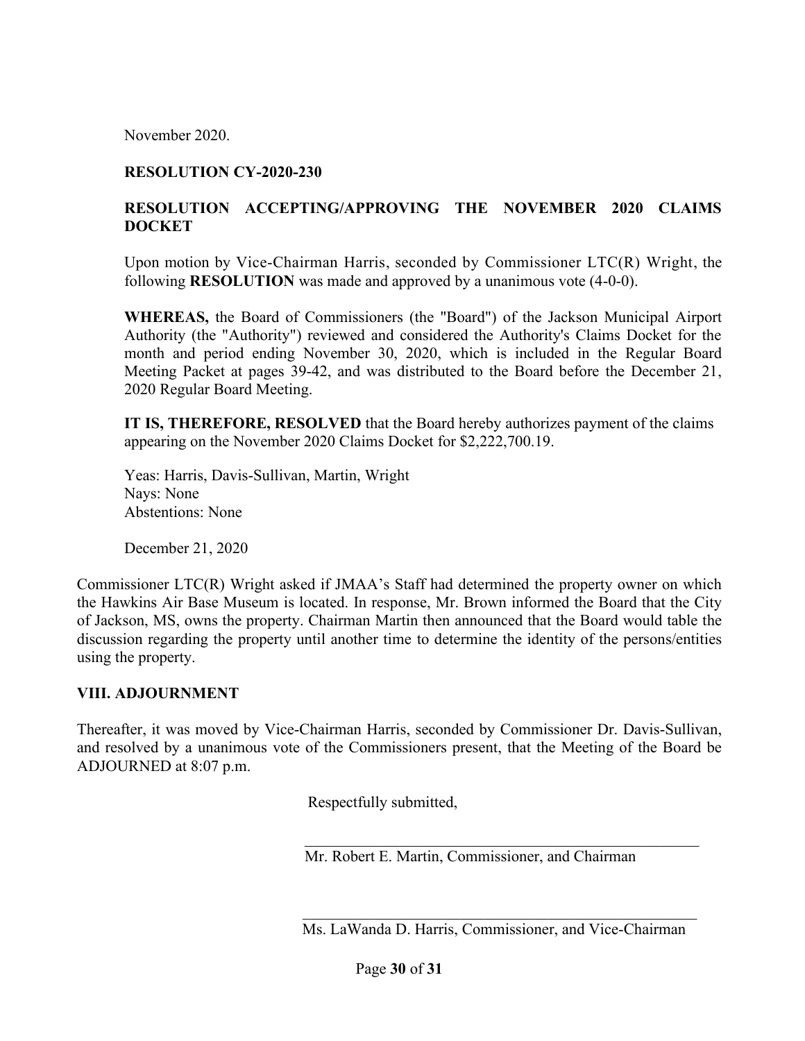November 2020.

**RESOLUTION CY-2020-230**

**RESOLUTION ACCEPTING/APPROVING THE NOVEMBER 2020 CLAIMS DOCKET**

Upon motion by Vice-Chairman Harris, seconded by Commissioner LTC(R) Wright, the following **RESOLUTION** was made and approved by a unanimous vote (4-0-0).

**WHEREAS,** the Board of Commissioners (the "Board") of the Jackson Municipal Airport Authority (the "Authority") reviewed and considered the Authority's Claims Docket for the month and period ending November 30, 2020, which is included in the Regular Board Meeting Packet at pages 39-42, and was distributed to the Board before the December 21, 2020 Regular Board Meeting.

**IT IS, THEREFORE, RESOLVED** that the Board hereby authorizes payment of the claims appearing on the November 2020 Claims Docket for $2,222,700.19.

Yeas: Harris, Davis-Sullivan, Martin, Wright
Nays: None
Abstentions: None

December 21, 2020

Commissioner LTC(R) Wright asked if JMAA's Staff had determined the property owner on which the Hawkins Air Base Museum is located. In response, Mr. Brown informed the Board that the City of Jackson, MS, owns the property. Chairman Martin then announced that the Board would table the discussion regarding the property until another time to determine the identity of the persons/entities using the property.

## VIII. ADJOURNMENT

Thereafter, it was moved by Vice-Chairman Harris, seconded by Commissioner Dr. Davis-Sullivan, and resolved by a unanimous vote of the Commissioners present, that the Meeting of the Board be ADJOURNED at 8:07 p.m.

Respectfully submitted,

\_\_\_\_\_\_\_\_\_\_\_\_\_\_\_\_\_\_\_\_\_\_\_\_\_\_\_\_\_\_\_\_\_\_\_\_\_\_\_\_\_\_\_\_\_\_\_\_

Mr. Robert E. Martin, Commissioner, and Chairman

\_\_\_\_\_\_\_\_\_\_\_\_\_\_\_\_\_\_\_\_\_\_\_\_\_\_\_\_\_\_\_\_\_\_\_\_\_\_\_\_\_\_\_\_\_\_\_\_

Ms. LaWanda D. Harris, Commissioner, and Vice-Chairman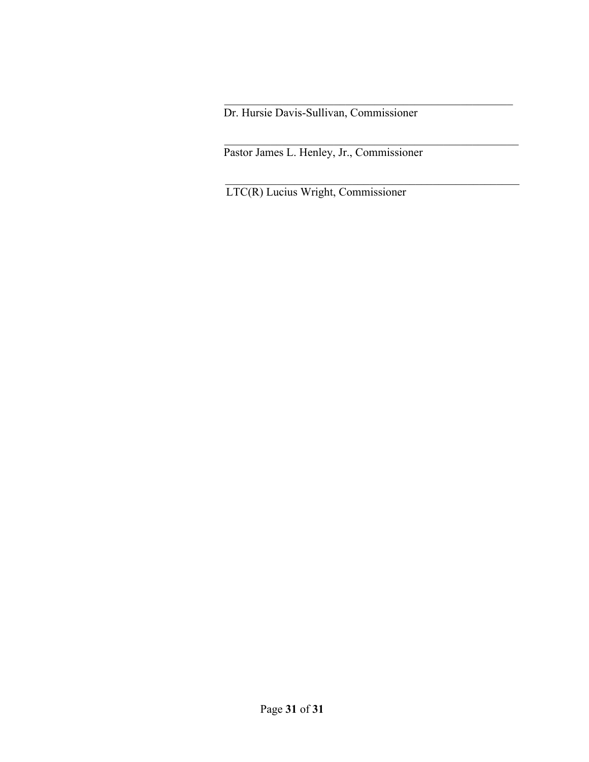\_\_\_\_\_\_\_\_\_\_\_\_\_\_\_\_\_\_\_\_\_\_\_\_\_\_\_\_\_\_\_\_\_\_\_\_\_\_\_\_\_\_\_\_\_\_\_\_

Dr. Hursie Davis-Sullivan, Commissioner

\_\_\_\_\_\_\_\_\_\_\_\_\_\_\_\_\_\_\_\_\_\_\_\_\_\_\_\_\_\_\_\_\_\_\_\_\_\_\_\_\_\_\_\_\_\_\_\_

Pastor James L. Henley, Jr., Commissioner

\_\_\_\_\_\_\_\_\_\_\_\_\_\_\_\_\_\_\_\_\_\_\_\_\_\_\_\_\_\_\_\_\_\_\_\_\_\_\_\_\_\_\_\_\_\_\_\_

LTC(R) Lucius Wright, Commissioner